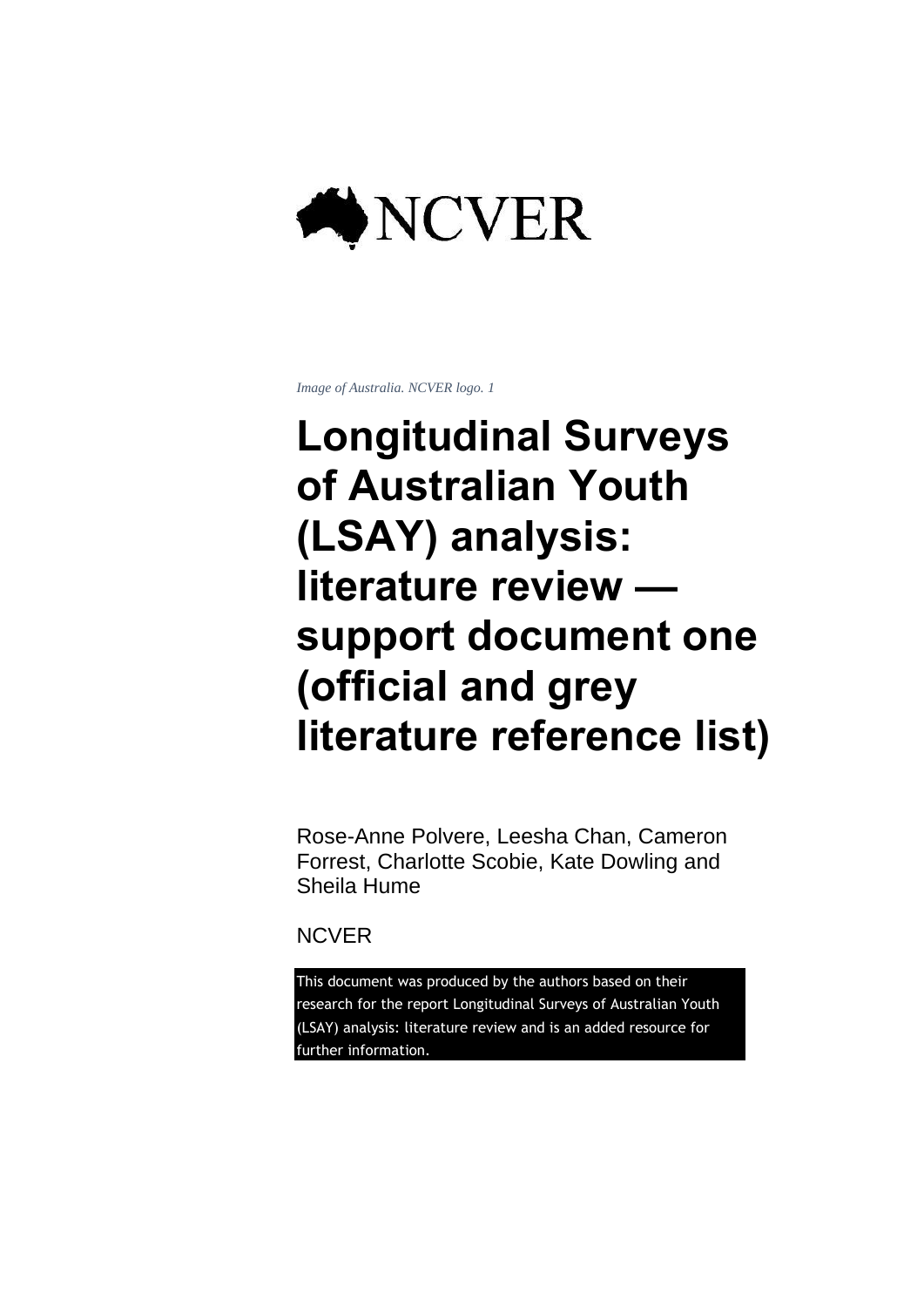NCVER

*Image of Australia. NCVER logo. 1*

# Longitudinal Surveys of Australian Youth (LSAY) analysis: literature review — support document one (official and grey literature reference list)

Rose-Anne Polvere, Leesha Chan, Cameron Forrest, Charlotte Scobie, Kate Dowling and Sheila Hume

NCVER

This document was produced by the authors based on their research for the report Longitudinal Surveys of Australian Youth (LSAY) analysis: literature review and is an added resource for further information.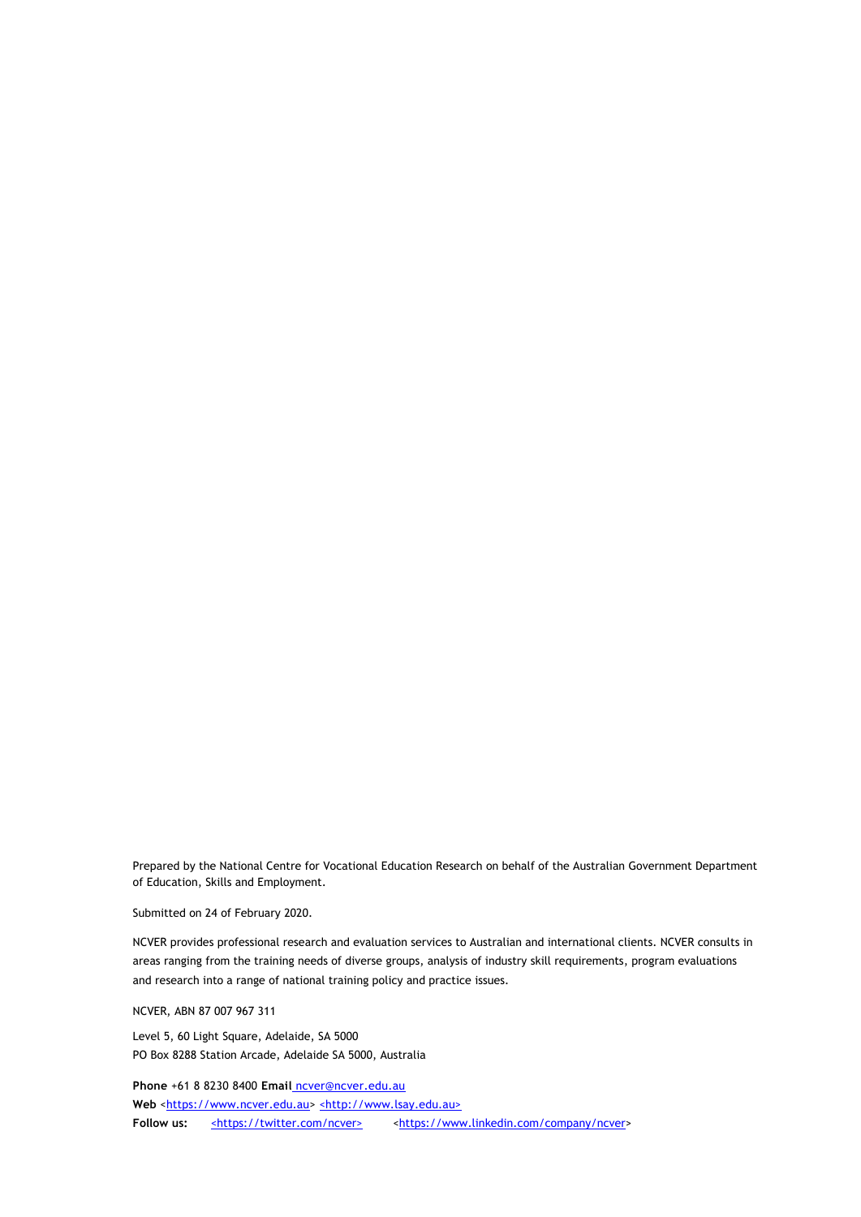Prepared by the National Centre for Vocational Education Research on behalf of the Australian Government Department of Education, Skills and Employment.

Submitted on 24 of February 2020.

NCVER provides professional research and evaluation services to Australian and international clients. NCVER consults in areas ranging from the training needs of diverse groups, analysis of industry skill requirements, program evaluations and research into a range of national training policy and practice issues.

NCVER, ABN 87 007 967 311

Level 5, 60 Light Square, Adelaide, SA 5000
PO Box 8288 Station Arcade, Adelaide SA 5000, Australia

**Phone** +61 8 8230 8400 **Email** ncver@ncver.edu.au
**Web** <https://www.ncver.edu.au> <http://www.lsay.edu.au>
**Follow us:** <https://twitter.com/ncver> <https://www.linkedin.com/company/ncver>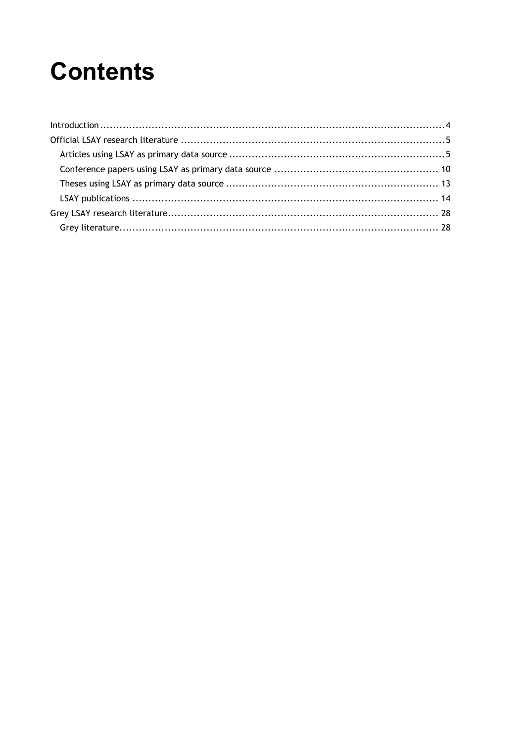# Contents

- Introduction ... 4
- Official LSAY research literature ... 5
  - Articles using LSAY as primary data source ... 5
  - Conference papers using LSAY as primary data source ... 10
  - Theses using LSAY as primary data source ... 13
  - LSAY publications ... 14
- Grey LSAY research literature ... 28
  - Grey literature ... 28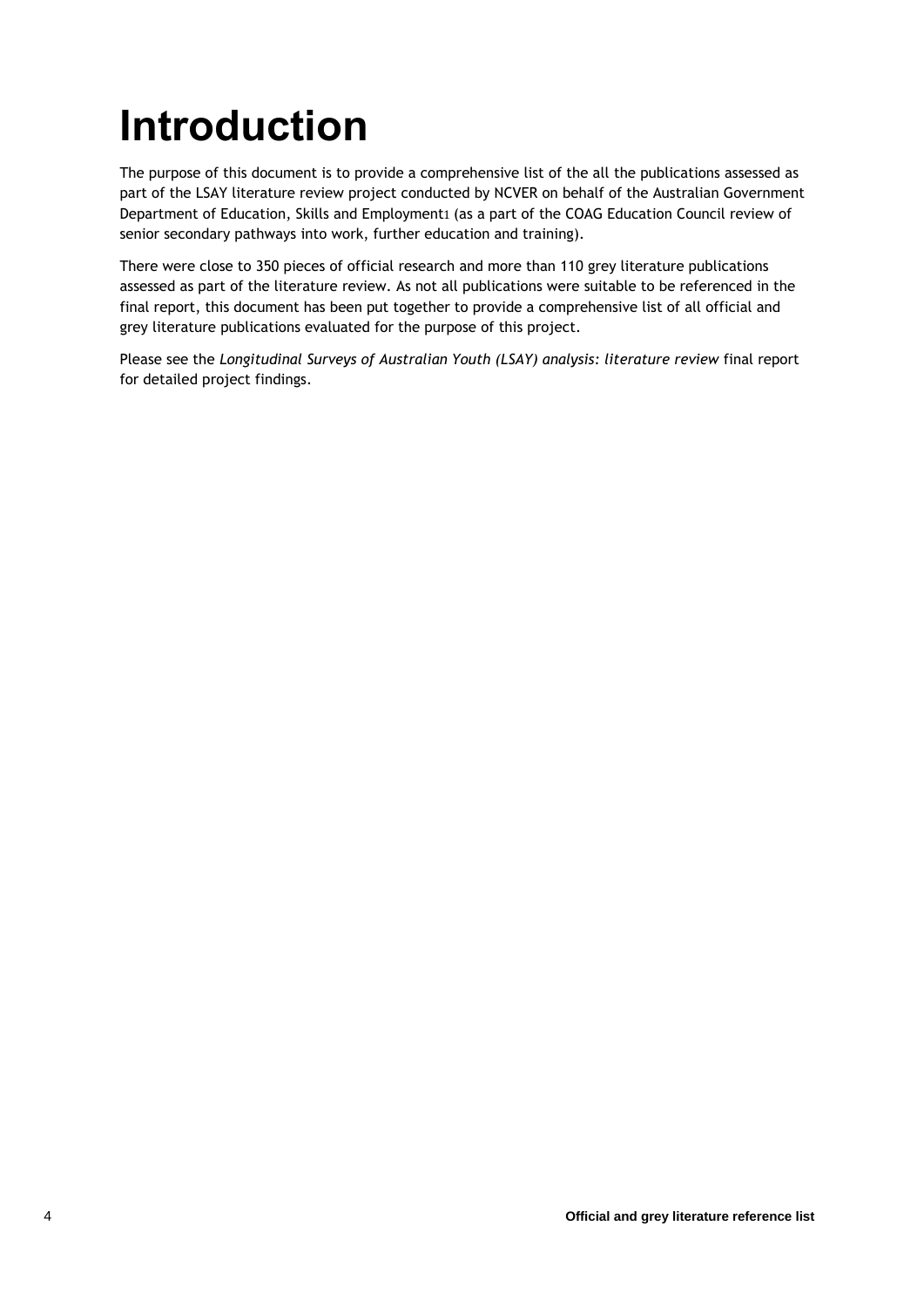# Introduction

The purpose of this document is to provide a comprehensive list of the all the publications assessed as part of the LSAY literature review project conducted by NCVER on behalf of the Australian Government Department of Education, Skills and Employment[1] (as a part of the COAG Education Council review of senior secondary pathways into work, further education and training).

There were close to 350 pieces of official research and more than 110 grey literature publications assessed as part of the literature review. As not all publications were suitable to be referenced in the final report, this document has been put together to provide a comprehensive list of all official and grey literature publications evaluated for the purpose of this project.

Please see the *Longitudinal Surveys of Australian Youth (LSAY) analysis: literature review* final report for detailed project findings.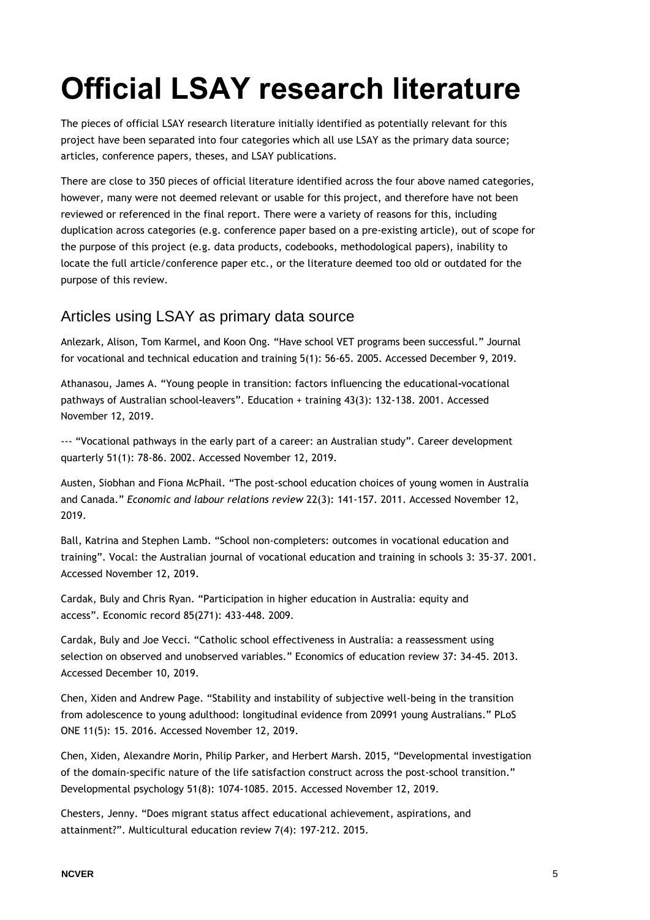# Official LSAY research literature

The pieces of official LSAY research literature initially identified as potentially relevant for this project have been separated into four categories which all use LSAY as the primary data source; articles, conference papers, theses, and LSAY publications.

There are close to 350 pieces of official literature identified across the four above named categories, however, many were not deemed relevant or usable for this project, and therefore have not been reviewed or referenced in the final report. There were a variety of reasons for this, including duplication across categories (e.g. conference paper based on a pre-existing article), out of scope for the purpose of this project (e.g. data products, codebooks, methodological papers), inability to locate the full article/conference paper etc., or the literature deemed too old or outdated for the purpose of this review.

## Articles using LSAY as primary data source

Anlezark, Alison, Tom Karmel, and Koon Ong. "Have school VET programs been successful." Journal for vocational and technical education and training 5(1): 56-65. 2005. Accessed December 9, 2019.

Athanasou, James A. "Young people in transition: factors influencing the educational-vocational pathways of Australian school-leavers". Education + training 43(3): 132-138. 2001. Accessed November 12, 2019.

--- "Vocational pathways in the early part of a career: an Australian study". Career development quarterly 51(1): 78-86. 2002. Accessed November 12, 2019.

Austen, Siobhan and Fiona McPhail. "The post-school education choices of young women in Australia and Canada." *Economic and labour relations review* 22(3): 141-157. 2011. Accessed November 12, 2019.

Ball, Katrina and Stephen Lamb. "School non-completers: outcomes in vocational education and training". Vocal: the Australian journal of vocational education and training in schools 3: 35-37. 2001. Accessed November 12, 2019.

Cardak, Buly and Chris Ryan. "Participation in higher education in Australia: equity and access". Economic record 85(271): 433-448. 2009.

Cardak, Buly and Joe Vecci. "Catholic school effectiveness in Australia: a reassessment using selection on observed and unobserved variables." Economics of education review 37: 34-45. 2013. Accessed December 10, 2019.

Chen, Xiden and Andrew Page. "Stability and instability of subjective well-being in the transition from adolescence to young adulthood: longitudinal evidence from 20991 young Australians." PLoS ONE 11(5): 15. 2016. Accessed November 12, 2019.

Chen, Xiden, Alexandre Morin, Philip Parker, and Herbert Marsh. 2015, "Developmental investigation of the domain-specific nature of the life satisfaction construct across the post-school transition." Developmental psychology 51(8): 1074-1085. 2015. Accessed November 12, 2019.

Chesters, Jenny. "Does migrant status affect educational achievement, aspirations, and attainment?". Multicultural education review 7(4): 197-212. 2015.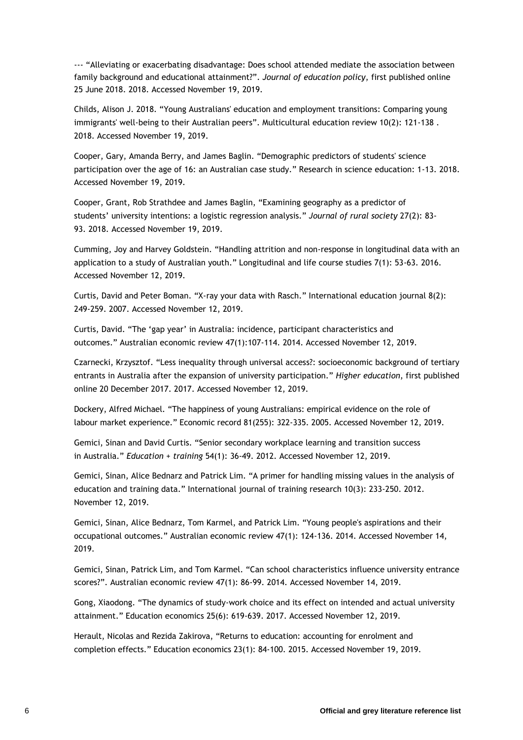--- “Alleviating or exacerbating disadvantage: Does school attended mediate the association between family background and educational attainment?”. *Journal of education policy*, first published online 25 June 2018. 2018. Accessed November 19, 2019.

Childs, Alison J. 2018. “Young Australians' education and employment transitions: Comparing young immigrants' well-being to their Australian peers”. Multicultural education review 10(2): 121-138 . 2018. Accessed November 19, 2019.

Cooper, Gary, Amanda Berry, and James Baglin. “Demographic predictors of students' science participation over the age of 16: an Australian case study.” Research in science education: 1-13. 2018. Accessed November 19, 2019.

Cooper, Grant, Rob Strathdee and James Baglin, “Examining geography as a predictor of students' university intentions: a logistic regression analysis.” *Journal of rural society* 27(2): 83-93. 2018. Accessed November 19, 2019.

Cumming, Joy and Harvey Goldstein. “Handling attrition and non-response in longitudinal data with an application to a study of Australian youth.” Longitudinal and life course studies 7(1): 53-63. 2016. Accessed November 12, 2019.

Curtis, David and Peter Boman. “X-ray your data with Rasch.” International education journal 8(2): 249-259. 2007. Accessed November 12, 2019.

Curtis, David. “The 'gap year' in Australia: incidence, participant characteristics and outcomes.” Australian economic review 47(1):107-114. 2014. Accessed November 12, 2019.

Czarnecki, Krzysztof. “Less inequality through universal access?: socioeconomic background of tertiary entrants in Australia after the expansion of university participation.” *Higher education*, first published online 20 December 2017. 2017. Accessed November 12, 2019.

Dockery, Alfred Michael. “The happiness of young Australians: empirical evidence on the role of labour market experience.” Economic record 81(255): 322-335. 2005. Accessed November 12, 2019.

Gemici, Sinan and David Curtis. “Senior secondary workplace learning and transition success in Australia.” *Education + training* 54(1): 36-49. 2012. Accessed November 12, 2019.

Gemici, Sinan, Alice Bednarz and Patrick Lim. “A primer for handling missing values in the analysis of education and training data.” International journal of training research 10(3): 233-250. 2012. November 12, 2019.

Gemici, Sinan, Alice Bednarz, Tom Karmel, and Patrick Lim. “Young people's aspirations and their occupational outcomes.” Australian economic review 47(1): 124-136. 2014. Accessed November 14, 2019.

Gemici, Sinan, Patrick Lim, and Tom Karmel. “Can school characteristics influence university entrance scores?”. Australian economic review 47(1): 86-99. 2014. Accessed November 14, 2019.

Gong, Xiaodong. “The dynamics of study-work choice and its effect on intended and actual university attainment.” Education economics 25(6): 619-639. 2017. Accessed November 12, 2019.

Herault, Nicolas and Rezida Zakirova, “Returns to education: accounting for enrolment and completion effects.” Education economics 23(1): 84-100. 2015. Accessed November 19, 2019.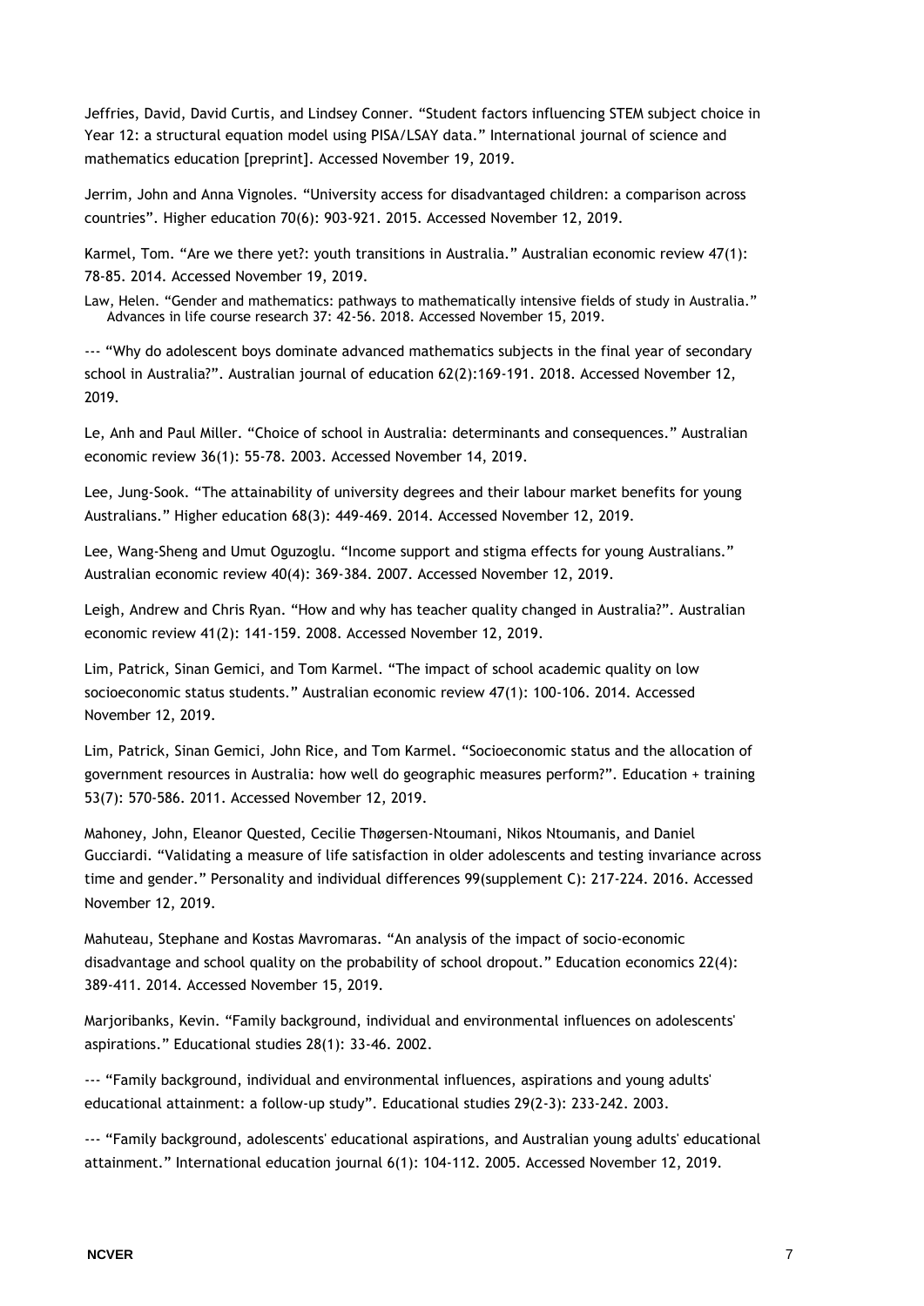Jeffries, David, David Curtis, and Lindsey Conner. “Student factors influencing STEM subject choice in Year 12: a structural equation model using PISA/LSAY data.” International journal of science and mathematics education [preprint]. Accessed November 19, 2019.

Jerrim, John and Anna Vignoles. “University access for disadvantaged children: a comparison across countries”. Higher education 70(6): 903-921. 2015. Accessed November 12, 2019.

Karmel, Tom. “Are we there yet?: youth transitions in Australia.” Australian economic review 47(1): 78-85. 2014. Accessed November 19, 2019.

Law, Helen. “Gender and mathematics: pathways to mathematically intensive fields of study in Australia.” Advances in life course research 37: 42-56. 2018. Accessed November 15, 2019.

--- “Why do adolescent boys dominate advanced mathematics subjects in the final year of secondary school in Australia?”. Australian journal of education 62(2):169-191. 2018. Accessed November 12, 2019.

Le, Anh and Paul Miller. “Choice of school in Australia: determinants and consequences.” Australian economic review 36(1): 55-78. 2003. Accessed November 14, 2019.

Lee, Jung-Sook. “The attainability of university degrees and their labour market benefits for young Australians.” Higher education 68(3): 449-469. 2014. Accessed November 12, 2019.

Lee, Wang-Sheng and Umut Oguzoglu. “Income support and stigma effects for young Australians.” Australian economic review 40(4): 369-384. 2007. Accessed November 12, 2019.

Leigh, Andrew and Chris Ryan. “How and why has teacher quality changed in Australia?”. Australian economic review 41(2): 141-159. 2008. Accessed November 12, 2019.

Lim, Patrick, Sinan Gemici, and Tom Karmel. “The impact of school academic quality on low socioeconomic status students.” Australian economic review 47(1): 100-106. 2014. Accessed November 12, 2019.

Lim, Patrick, Sinan Gemici, John Rice, and Tom Karmel. “Socioeconomic status and the allocation of government resources in Australia: how well do geographic measures perform?”. Education + training 53(7): 570-586. 2011. Accessed November 12, 2019.

Mahoney, John, Eleanor Quested, Cecilie Thøgersen-Ntoumani, Nikos Ntoumanis, and Daniel Gucciardi. “Validating a measure of life satisfaction in older adolescents and testing invariance across time and gender.” Personality and individual differences 99(supplement C): 217-224. 2016. Accessed November 12, 2019.

Mahuteau, Stephane and Kostas Mavromaras. “An analysis of the impact of socio-economic disadvantage and school quality on the probability of school dropout.” Education economics 22(4): 389-411. 2014. Accessed November 15, 2019.

Marjoribanks, Kevin. “Family background, individual and environmental influences on adolescents' aspirations.” Educational studies 28(1): 33-46. 2002.

--- “Family background, individual and environmental influences, aspirations and young adults' educational attainment: a follow-up study”. Educational studies 29(2-3): 233-242. 2003.

--- “Family background, adolescents' educational aspirations, and Australian young adults' educational attainment.” International education journal 6(1): 104-112. 2005. Accessed November 12, 2019.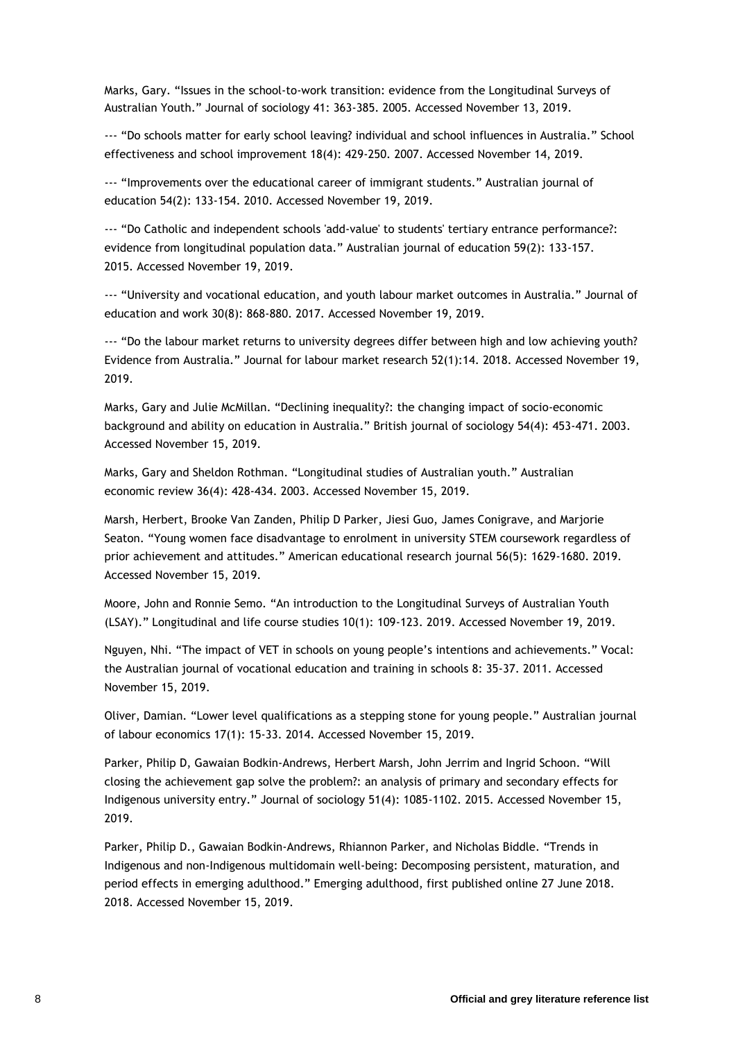Marks, Gary. “Issues in the school-to-work transition: evidence from the Longitudinal Surveys of Australian Youth.” Journal of sociology 41: 363-385. 2005. Accessed November 13, 2019.

--- “Do schools matter for early school leaving? individual and school influences in Australia.” School effectiveness and school improvement 18(4): 429-250. 2007. Accessed November 14, 2019.

--- “Improvements over the educational career of immigrant students.” Australian journal of education 54(2): 133-154. 2010. Accessed November 19, 2019.

--- “Do Catholic and independent schools 'add-value' to students' tertiary entrance performance?: evidence from longitudinal population data.” Australian journal of education 59(2): 133-157. 2015. Accessed November 19, 2019.

--- “University and vocational education, and youth labour market outcomes in Australia.” Journal of education and work 30(8): 868-880. 2017. Accessed November 19, 2019.

--- “Do the labour market returns to university degrees differ between high and low achieving youth? Evidence from Australia.” Journal for labour market research 52(1):14. 2018. Accessed November 19, 2019.

Marks, Gary and Julie McMillan. “Declining inequality?: the changing impact of socio-economic background and ability on education in Australia.” British journal of sociology 54(4): 453-471. 2003. Accessed November 15, 2019.

Marks, Gary and Sheldon Rothman. “Longitudinal studies of Australian youth.” Australian economic review 36(4): 428-434. 2003. Accessed November 15, 2019.

Marsh, Herbert, Brooke Van Zanden, Philip D Parker, Jiesi Guo, James Conigrave, and Marjorie Seaton. “Young women face disadvantage to enrolment in university STEM coursework regardless of prior achievement and attitudes.” American educational research journal 56(5): 1629-1680. 2019. Accessed November 15, 2019.

Moore, John and Ronnie Semo. “An introduction to the Longitudinal Surveys of Australian Youth (LSAY).” Longitudinal and life course studies 10(1): 109-123. 2019. Accessed November 19, 2019.

Nguyen, Nhi. “The impact of VET in schools on young people’s intentions and achievements.” Vocal: the Australian journal of vocational education and training in schools 8: 35-37. 2011. Accessed November 15, 2019.

Oliver, Damian. “Lower level qualifications as a stepping stone for young people.” Australian journal of labour economics 17(1): 15-33. 2014. Accessed November 15, 2019.

Parker, Philip D, Gawaian Bodkin-Andrews, Herbert Marsh, John Jerrim and Ingrid Schoon. “Will closing the achievement gap solve the problem?: an analysis of primary and secondary effects for Indigenous university entry.” Journal of sociology 51(4): 1085-1102. 2015. Accessed November 15, 2019.

Parker, Philip D., Gawaian Bodkin-Andrews, Rhiannon Parker, and Nicholas Biddle. “Trends in Indigenous and non-Indigenous multidomain well-being: Decomposing persistent, maturation, and period effects in emerging adulthood.” Emerging adulthood, first published online 27 June 2018. 2018. Accessed November 15, 2019.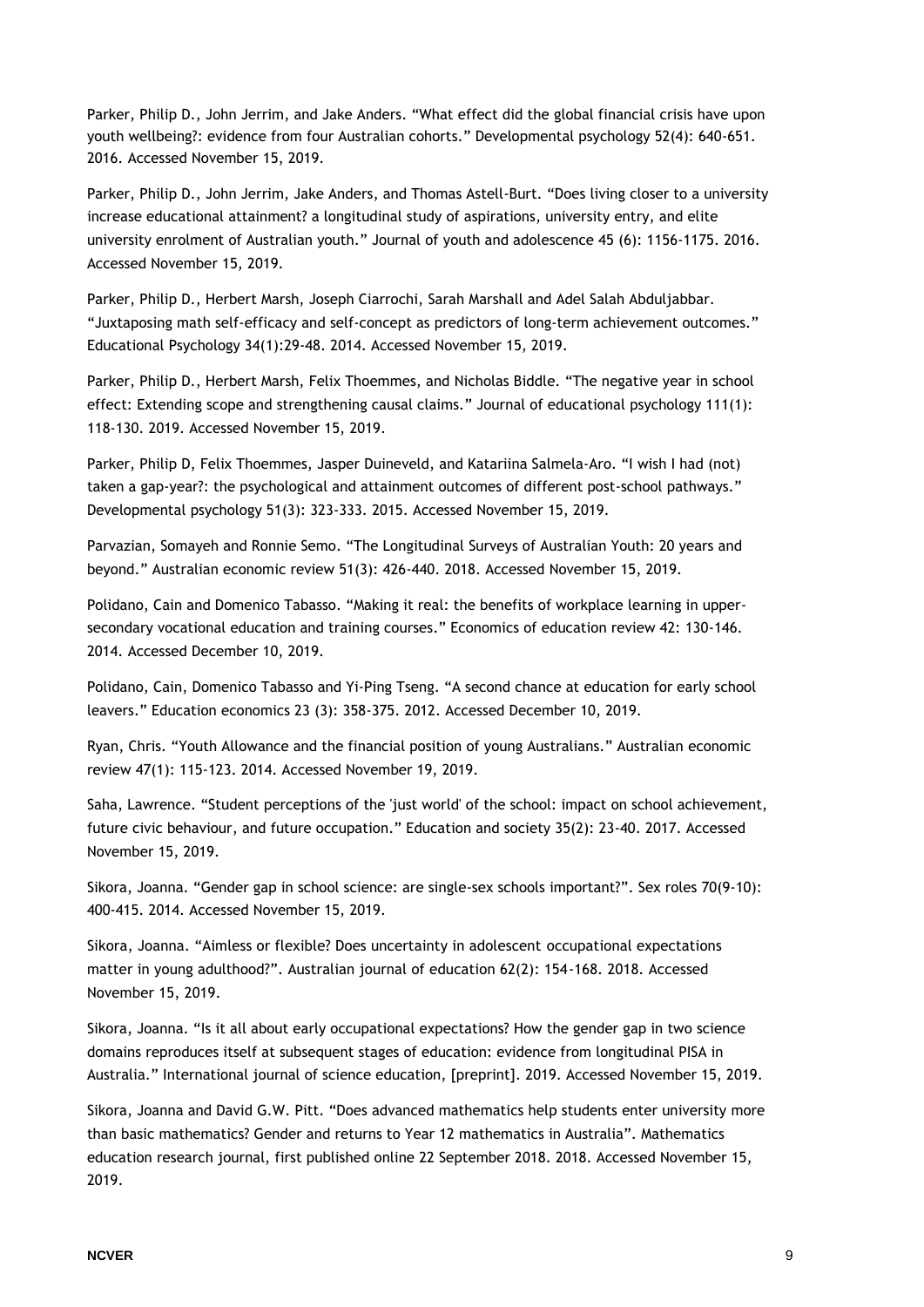Parker, Philip D., John Jerrim, and Jake Anders. "What effect did the global financial crisis have upon youth wellbeing?: evidence from four Australian cohorts." Developmental psychology 52(4): 640-651. 2016. Accessed November 15, 2019.

Parker, Philip D., John Jerrim, Jake Anders, and Thomas Astell-Burt. "Does living closer to a university increase educational attainment? a longitudinal study of aspirations, university entry, and elite university enrolment of Australian youth." Journal of youth and adolescence 45 (6): 1156-1175. 2016. Accessed November 15, 2019.

Parker, Philip D., Herbert Marsh, Joseph Ciarrochi, Sarah Marshall and Adel Salah Abduljabbar. "Juxtaposing math self-efficacy and self-concept as predictors of long-term achievement outcomes." Educational Psychology 34(1):29-48. 2014. Accessed November 15, 2019.

Parker, Philip D., Herbert Marsh, Felix Thoemmes, and Nicholas Biddle. "The negative year in school effect: Extending scope and strengthening causal claims." Journal of educational psychology 111(1): 118-130. 2019. Accessed November 15, 2019.

Parker, Philip D, Felix Thoemmes, Jasper Duineveld, and Katariina Salmela-Aro. "I wish I had (not) taken a gap-year?: the psychological and attainment outcomes of different post-school pathways." Developmental psychology 51(3): 323-333. 2015. Accessed November 15, 2019.

Parvazian, Somayeh and Ronnie Semo. "The Longitudinal Surveys of Australian Youth: 20 years and beyond." Australian economic review 51(3): 426-440. 2018. Accessed November 15, 2019.

Polidano, Cain and Domenico Tabasso. "Making it real: the benefits of workplace learning in upper-secondary vocational education and training courses." Economics of education review 42: 130-146. 2014. Accessed December 10, 2019.

Polidano, Cain, Domenico Tabasso and Yi-Ping Tseng. "A second chance at education for early school leavers." Education economics 23 (3): 358-375. 2012. Accessed December 10, 2019.

Ryan, Chris. "Youth Allowance and the financial position of young Australians." Australian economic review 47(1): 115-123. 2014. Accessed November 19, 2019.

Saha, Lawrence. "Student perceptions of the 'just world' of the school: impact on school achievement, future civic behaviour, and future occupation." Education and society 35(2): 23-40. 2017. Accessed November 15, 2019.

Sikora, Joanna. "Gender gap in school science: are single-sex schools important?". Sex roles 70(9-10): 400-415. 2014. Accessed November 15, 2019.

Sikora, Joanna. "Aimless or flexible? Does uncertainty in adolescent occupational expectations matter in young adulthood?". Australian journal of education 62(2): 154-168. 2018. Accessed November 15, 2019.

Sikora, Joanna. "Is it all about early occupational expectations? How the gender gap in two science domains reproduces itself at subsequent stages of education: evidence from longitudinal PISA in Australia." International journal of science education, [preprint]. 2019. Accessed November 15, 2019.

Sikora, Joanna and David G.W. Pitt. "Does advanced mathematics help students enter university more than basic mathematics? Gender and returns to Year 12 mathematics in Australia". Mathematics education research journal, first published online 22 September 2018. 2018. Accessed November 15, 2019.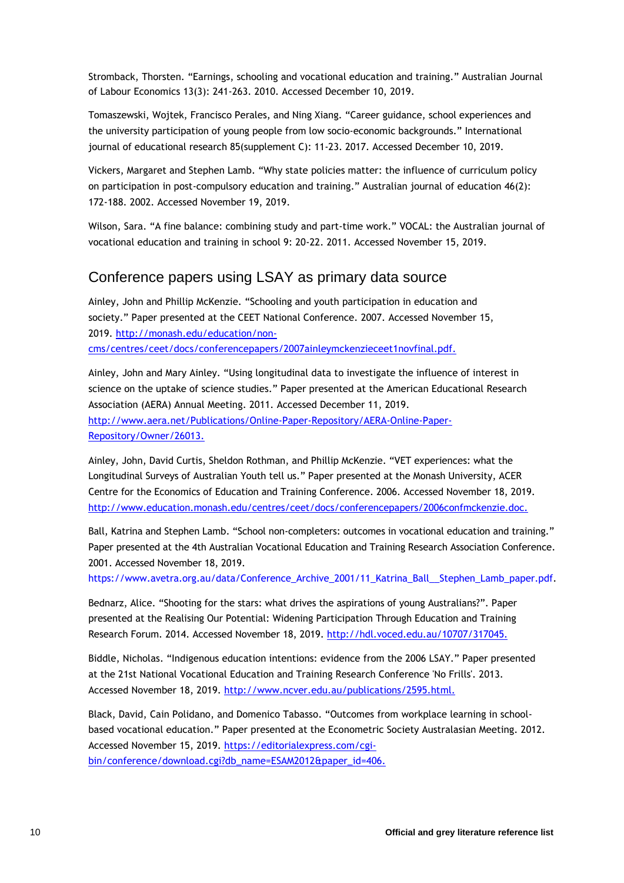Stromback, Thorsten. "Earnings, schooling and vocational education and training." Australian Journal of Labour Economics 13(3): 241-263. 2010. Accessed December 10, 2019.

Tomaszewski, Wojtek, Francisco Perales, and Ning Xiang. "Career guidance, school experiences and the university participation of young people from low socio-economic backgrounds." International journal of educational research 85(supplement C): 11-23. 2017. Accessed December 10, 2019.

Vickers, Margaret and Stephen Lamb. "Why state policies matter: the influence of curriculum policy on participation in post-compulsory education and training." Australian journal of education 46(2): 172-188. 2002. Accessed November 19, 2019.

Wilson, Sara. "A fine balance: combining study and part-time work." VOCAL: the Australian journal of vocational education and training in school 9: 20-22. 2011. Accessed November 15, 2019.

## Conference papers using LSAY as primary data source

Ainley, John and Phillip McKenzie. "Schooling and youth participation in education and society." Paper presented at the CEET National Conference. 2007. Accessed November 15, 2019. http://monash.edu/education/non-cms/centres/ceet/docs/conferencepapers/2007ainleymckenzieceet1novfinal.pdf.

Ainley, John and Mary Ainley. "Using longitudinal data to investigate the influence of interest in science on the uptake of science studies." Paper presented at the American Educational Research Association (AERA) Annual Meeting. 2011. Accessed December 11, 2019. http://www.aera.net/Publications/Online-Paper-Repository/AERA-Online-Paper-Repository/Owner/26013.

Ainley, John, David Curtis, Sheldon Rothman, and Phillip McKenzie. "VET experiences: what the Longitudinal Surveys of Australian Youth tell us." Paper presented at the Monash University, ACER Centre for the Economics of Education and Training Conference. 2006. Accessed November 18, 2019. http://www.education.monash.edu/centres/ceet/docs/conferencepapers/2006confmckenzie.doc.

Ball, Katrina and Stephen Lamb. "School non-completers: outcomes in vocational education and training." Paper presented at the 4th Australian Vocational Education and Training Research Association Conference. 2001. Accessed November 18, 2019. https://www.avetra.org.au/data/Conference_Archive_2001/11_Katrina_Ball__Stephen_Lamb_paper.pdf.

Bednarz, Alice. "Shooting for the stars: what drives the aspirations of young Australians?". Paper presented at the Realising Our Potential: Widening Participation Through Education and Training Research Forum. 2014. Accessed November 18, 2019. http://hdl.voced.edu.au/10707/317045.

Biddle, Nicholas. "Indigenous education intentions: evidence from the 2006 LSAY." Paper presented at the 21st National Vocational Education and Training Research Conference 'No Frills'. 2013. Accessed November 18, 2019. http://www.ncver.edu.au/publications/2595.html.

Black, David, Cain Polidano, and Domenico Tabasso. "Outcomes from workplace learning in school-based vocational education." Paper presented at the Econometric Society Australasian Meeting. 2012. Accessed November 15, 2019. https://editorialexpress.com/cgi-bin/conference/download.cgi?db_name=ESAM2012&paper_id=406.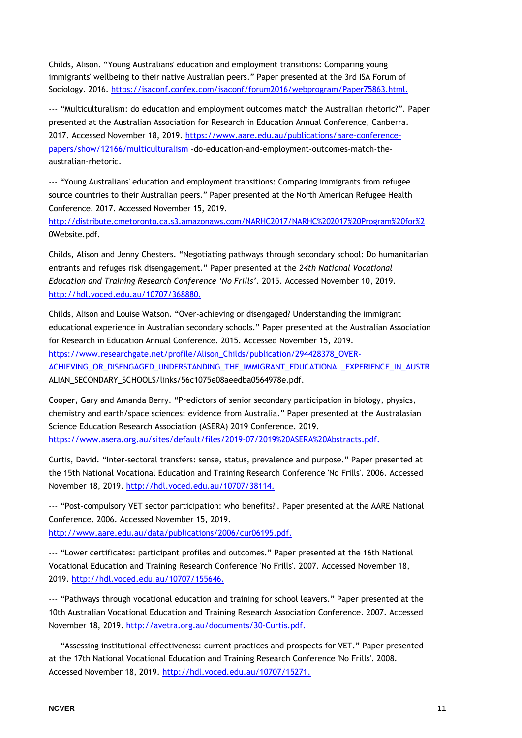Childs, Alison. “Young Australians' education and employment transitions: Comparing young immigrants' wellbeing to their native Australian peers.” Paper presented at the 3rd ISA Forum of Sociology. 2016. https://isaconf.confex.com/isaconf/forum2016/webprogram/Paper75863.html.

--- “Multiculturalism: do education and employment outcomes match the Australian rhetoric?”. Paper presented at the Australian Association for Research in Education Annual Conference, Canberra. 2017. Accessed November 18, 2019. https://www.aare.edu.au/publications/aare-conference-papers/show/12166/multiculturalism -do-education-and-employment-outcomes-match-the-australian-rhetoric.

--- “Young Australians' education and employment transitions: Comparing immigrants from refugee source countries to their Australian peers.” Paper presented at the North American Refugee Health Conference. 2017. Accessed November 15, 2019. http://distribute.cmetoronto.ca.s3.amazonaws.com/NARHC2017/NARHC%202017%20Program%20for%20Website.pdf.

Childs, Alison and Jenny Chesters. “Negotiating pathways through secondary school: Do humanitarian entrants and refuges risk disengagement.” Paper presented at the *24th National Vocational Education and Training Research Conference ‘No Frills’*. 2015. Accessed November 10, 2019. http://hdl.voced.edu.au/10707/368880.

Childs, Alison and Louise Watson. “Over-achieving or disengaged? Understanding the immigrant educational experience in Australian secondary schools.” Paper presented at the Australian Association for Research in Education Annual Conference. 2015. Accessed November 15, 2019. https://www.researchgate.net/profile/Alison_Childs/publication/294428378_OVER-ACHIEVING_OR_DISENGAGED_UNDERSTANDING_THE_IMMIGRANT_EDUCATIONAL_EXPERIENCE_IN_AUSTRALIAN_SECONDARY_SCHOOLS/links/56c1075e08aeedba0564978e.pdf.

Cooper, Gary and Amanda Berry. “Predictors of senior secondary participation in biology, physics, chemistry and earth/space sciences: evidence from Australia.” Paper presented at the Australasian Science Education Research Association (ASERA) 2019 Conference. 2019. https://www.asera.org.au/sites/default/files/2019-07/2019%20ASERA%20Abstracts.pdf.

Curtis, David. “Inter-sectoral transfers: sense, status, prevalence and purpose.” Paper presented at the 15th National Vocational Education and Training Research Conference 'No Frills'. 2006. Accessed November 18, 2019. http://hdl.voced.edu.au/10707/38114.

--- “Post-compulsory VET sector participation: who benefits?'. Paper presented at the AARE National Conference. 2006. Accessed November 15, 2019. http://www.aare.edu.au/data/publications/2006/cur06195.pdf.

--- “Lower certificates: participant profiles and outcomes.” Paper presented at the 16th National Vocational Education and Training Research Conference 'No Frills'. 2007. Accessed November 18, 2019. http://hdl.voced.edu.au/10707/155646.

--- “Pathways through vocational education and training for school leavers.” Paper presented at the 10th Australian Vocational Education and Training Research Association Conference. 2007. Accessed November 18, 2019. http://avetra.org.au/documents/30-Curtis.pdf.

--- “Assessing institutional effectiveness: current practices and prospects for VET.” Paper presented at the 17th National Vocational Education and Training Research Conference 'No Frills'. 2008. Accessed November 18, 2019. http://hdl.voced.edu.au/10707/15271.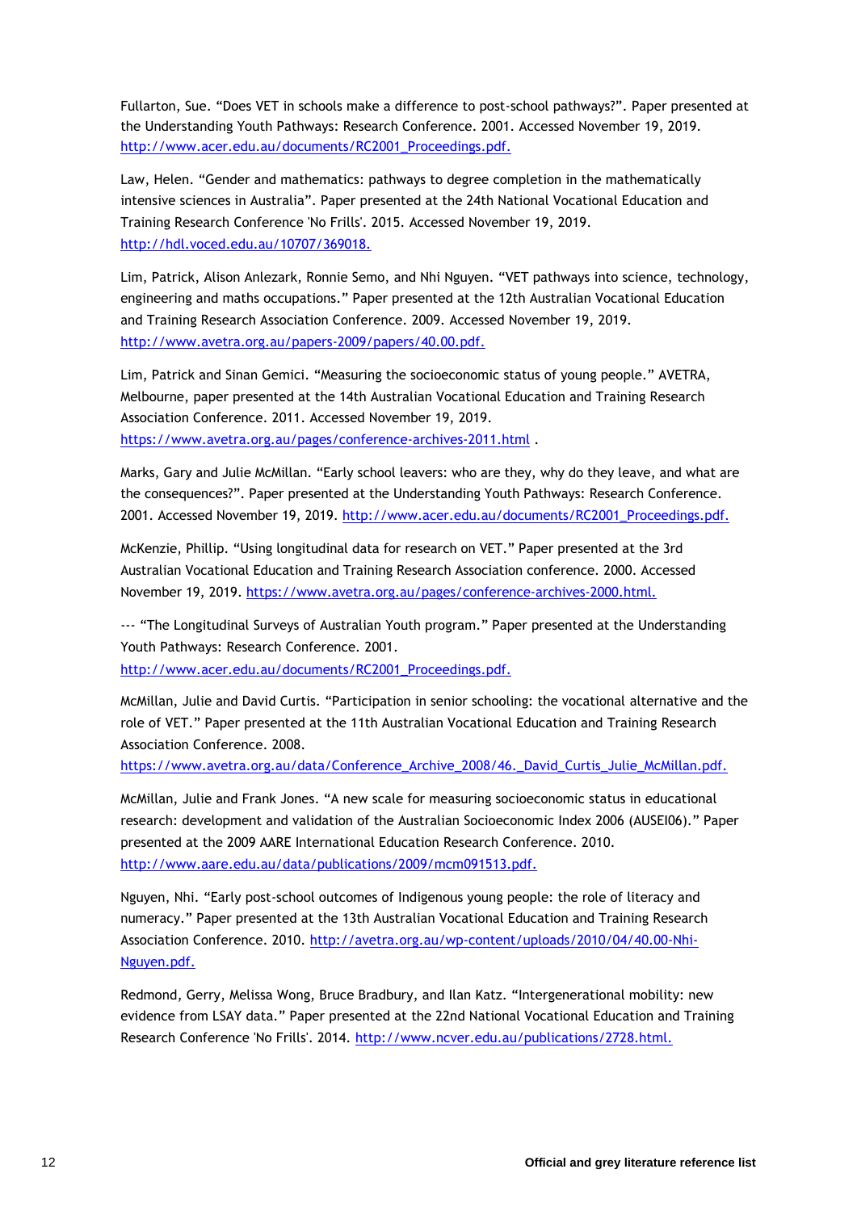Fullarton, Sue. “Does VET in schools make a difference to post-school pathways?”. Paper presented at the Understanding Youth Pathways: Research Conference. 2001. Accessed November 19, 2019. http://www.acer.edu.au/documents/RC2001_Proceedings.pdf.

Law, Helen. “Gender and mathematics: pathways to degree completion in the mathematically intensive sciences in Australia”. Paper presented at the 24th National Vocational Education and Training Research Conference 'No Frills'. 2015. Accessed November 19, 2019. http://hdl.voced.edu.au/10707/369018.

Lim, Patrick, Alison Anlezark, Ronnie Semo, and Nhi Nguyen. “VET pathways into science, technology, engineering and maths occupations.” Paper presented at the 12th Australian Vocational Education and Training Research Association Conference. 2009. Accessed November 19, 2019. http://www.avetra.org.au/papers-2009/papers/40.00.pdf.

Lim, Patrick and Sinan Gemici. “Measuring the socioeconomic status of young people.” AVETRA, Melbourne, paper presented at the 14th Australian Vocational Education and Training Research Association Conference. 2011. Accessed November 19, 2019. https://www.avetra.org.au/pages/conference-archives-2011.html .

Marks, Gary and Julie McMillan. “Early school leavers: who are they, why do they leave, and what are the consequences?”. Paper presented at the Understanding Youth Pathways: Research Conference. 2001. Accessed November 19, 2019. http://www.acer.edu.au/documents/RC2001_Proceedings.pdf.

McKenzie, Phillip. “Using longitudinal data for research on VET.” Paper presented at the 3rd Australian Vocational Education and Training Research Association conference. 2000. Accessed November 19, 2019. https://www.avetra.org.au/pages/conference-archives-2000.html.

--- “The Longitudinal Surveys of Australian Youth program.” Paper presented at the Understanding Youth Pathways: Research Conference. 2001. http://www.acer.edu.au/documents/RC2001_Proceedings.pdf.

McMillan, Julie and David Curtis. “Participation in senior schooling: the vocational alternative and the role of VET.” Paper presented at the 11th Australian Vocational Education and Training Research Association Conference. 2008. https://www.avetra.org.au/data/Conference_Archive_2008/46._David_Curtis_Julie_McMillan.pdf.

McMillan, Julie and Frank Jones. “A new scale for measuring socioeconomic status in educational research: development and validation of the Australian Socioeconomic Index 2006 (AUSEI06).” Paper presented at the 2009 AARE International Education Research Conference. 2010. http://www.aare.edu.au/data/publications/2009/mcm091513.pdf.

Nguyen, Nhi. “Early post-school outcomes of Indigenous young people: the role of literacy and numeracy.” Paper presented at the 13th Australian Vocational Education and Training Research Association Conference. 2010. http://avetra.org.au/wp-content/uploads/2010/04/40.00-Nhi-Nguyen.pdf.

Redmond, Gerry, Melissa Wong, Bruce Bradbury, and Ilan Katz. “Intergenerational mobility: new evidence from LSAY data.” Paper presented at the 22nd National Vocational Education and Training Research Conference 'No Frills'. 2014. http://www.ncver.edu.au/publications/2728.html.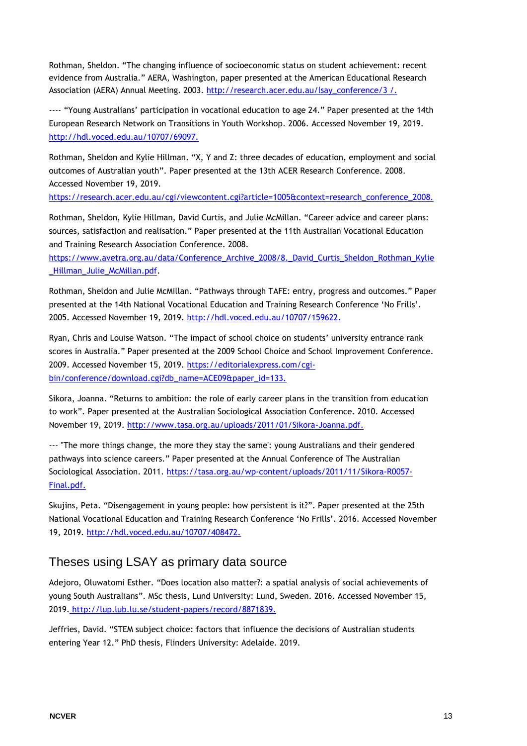Rothman, Sheldon. “The changing influence of socioeconomic status on student achievement: recent evidence from Australia.” AERA, Washington, paper presented at the American Educational Research Association (AERA) Annual Meeting. 2003. http://research.acer.edu.au/lsay_conference/3 /.

---- “Young Australians’ participation in vocational education to age 24.” Paper presented at the 14th European Research Network on Transitions in Youth Workshop. 2006. Accessed November 19, 2019. http://hdl.voced.edu.au/10707/69097.

Rothman, Sheldon and Kylie Hillman. “X, Y and Z: three decades of education, employment and social outcomes of Australian youth”. Paper presented at the 13th ACER Research Conference. 2008. Accessed November 19, 2019. https://research.acer.edu.au/cgi/viewcontent.cgi?article=1005&context=research_conference_2008.

Rothman, Sheldon, Kylie Hillman, David Curtis, and Julie McMillan. “Career advice and career plans: sources, satisfaction and realisation.” Paper presented at the 11th Australian Vocational Education and Training Research Association Conference. 2008. https://www.avetra.org.au/data/Conference_Archive_2008/8._David_Curtis_Sheldon_Rothman_Kylie_Hillman_Julie_McMillan.pdf.

Rothman, Sheldon and Julie McMillan. “Pathways through TAFE: entry, progress and outcomes.” Paper presented at the 14th National Vocational Education and Training Research Conference ‘No Frills’. 2005. Accessed November 19, 2019. http://hdl.voced.edu.au/10707/159622.

Ryan, Chris and Louise Watson. “The impact of school choice on students’ university entrance rank scores in Australia.” Paper presented at the 2009 School Choice and School Improvement Conference. 2009. Accessed November 15, 2019. https://editorialexpress.com/cgi-bin/conference/download.cgi?db_name=ACE09&paper_id=133.

Sikora, Joanna. “Returns to ambition: the role of early career plans in the transition from education to work”. Paper presented at the Australian Sociological Association Conference. 2010. Accessed November 19, 2019. http://www.tasa.org.au/uploads/2011/01/Sikora-Joanna.pdf.

--- "The more things change, the more they stay the same': young Australians and their gendered pathways into science careers.” Paper presented at the Annual Conference of The Australian Sociological Association. 2011. https://tasa.org.au/wp-content/uploads/2011/11/Sikora-R0057-Final.pdf.

Skujins, Peta. “Disengagement in young people: how persistent is it?”. Paper presented at the 25th National Vocational Education and Training Research Conference ‘No Frills’. 2016. Accessed November 19, 2019. http://hdl.voced.edu.au/10707/408472.

## Theses using LSAY as primary data source

Adejoro, Oluwatomi Esther. “Does location also matter?: a spatial analysis of social achievements of young South Australians”. MSc thesis, Lund University: Lund, Sweden. 2016. Accessed November 15, 2019. http://lup.lub.lu.se/student-papers/record/8871839.

Jeffries, David. “STEM subject choice: factors that influence the decisions of Australian students entering Year 12.” PhD thesis, Flinders University: Adelaide. 2019.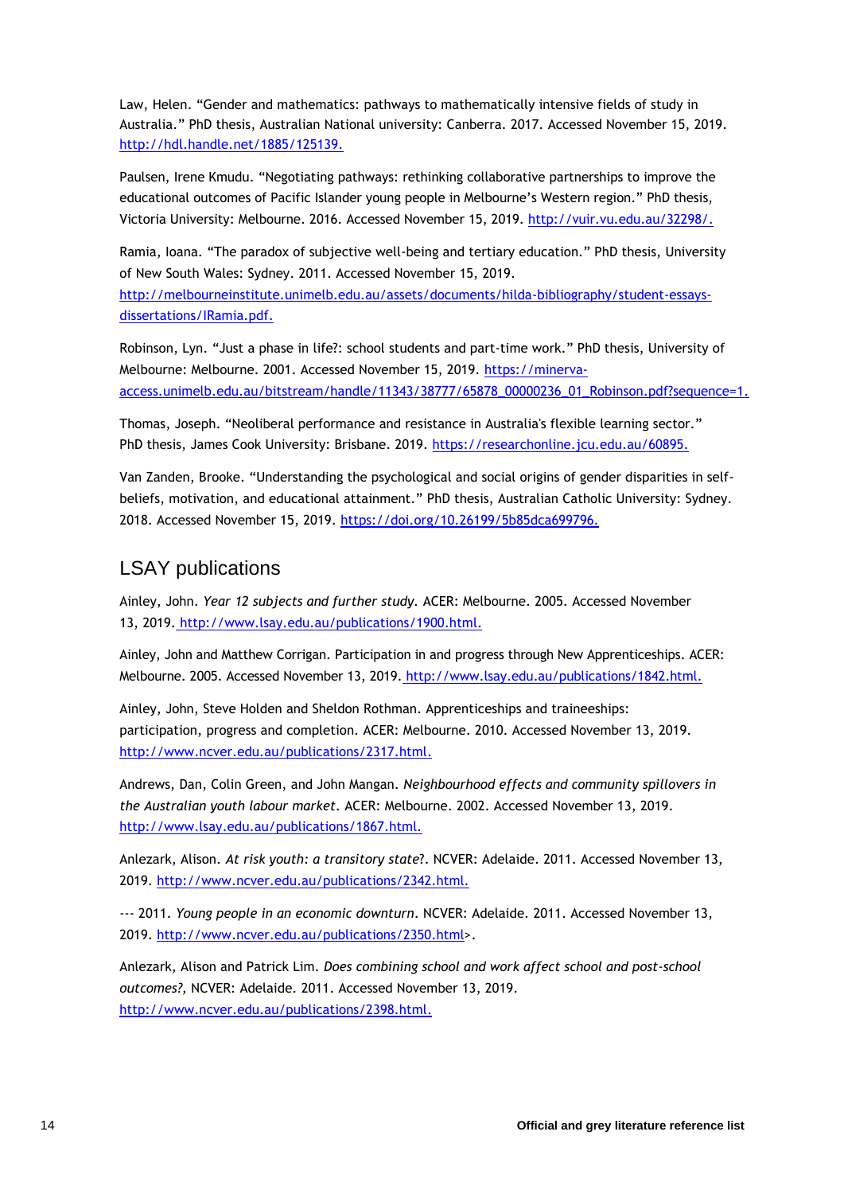Law, Helen. “Gender and mathematics: pathways to mathematically intensive fields of study in Australia.” PhD thesis, Australian National university: Canberra. 2017. Accessed November 15, 2019. http://hdl.handle.net/1885/125139.

Paulsen, Irene Kmudu. “Negotiating pathways: rethinking collaborative partnerships to improve the educational outcomes of Pacific Islander young people in Melbourne’s Western region.” PhD thesis, Victoria University: Melbourne. 2016. Accessed November 15, 2019. http://vuir.vu.edu.au/32298/.

Ramia, Ioana. “The paradox of subjective well-being and tertiary education.” PhD thesis, University of New South Wales: Sydney. 2011. Accessed November 15, 2019. http://melbourneinstitute.unimelb.edu.au/assets/documents/hilda-bibliography/student-essays-dissertations/IRamia.pdf.

Robinson, Lyn. “Just a phase in life?: school students and part-time work.” PhD thesis, University of Melbourne: Melbourne. 2001. Accessed November 15, 2019. https://minerva-access.unimelb.edu.au/bitstream/handle/11343/38777/65878_00000236_01_Robinson.pdf?sequence=1.

Thomas, Joseph. “Neoliberal performance and resistance in Australia's flexible learning sector.” PhD thesis, James Cook University: Brisbane. 2019. https://researchonline.jcu.edu.au/60895.

Van Zanden, Brooke. “Understanding the psychological and social origins of gender disparities in self-beliefs, motivation, and educational attainment.” PhD thesis, Australian Catholic University: Sydney. 2018. Accessed November 15, 2019. https://doi.org/10.26199/5b85dca699796.

## LSAY publications

Ainley, John. *Year 12 subjects and further study.* ACER: Melbourne. 2005. Accessed November 13, 2019. http://www.lsay.edu.au/publications/1900.html.

Ainley, John and Matthew Corrigan. Participation in and progress through New Apprenticeships. ACER: Melbourne. 2005. Accessed November 13, 2019. http://www.lsay.edu.au/publications/1842.html.

Ainley, John, Steve Holden and Sheldon Rothman. Apprenticeships and traineeships: participation, progress and completion. ACER: Melbourne. 2010. Accessed November 13, 2019. http://www.ncver.edu.au/publications/2317.html.

Andrews, Dan, Colin Green, and John Mangan. *Neighbourhood effects and community spillovers in the Australian youth labour market*. ACER: Melbourne. 2002. Accessed November 13, 2019. http://www.lsay.edu.au/publications/1867.html.

Anlezark, Alison. *At risk youth: a transitory state*?. NCVER: Adelaide. 2011. Accessed November 13, 2019. http://www.ncver.edu.au/publications/2342.html.

--- 2011. *Young people in an economic downturn*. NCVER: Adelaide. 2011. Accessed November 13, 2019. http://www.ncver.edu.au/publications/2350.html>.

Anlezark, Alison and Patrick Lim. *Does combining school and work affect school and post-school outcomes?,* NCVER: Adelaide. 2011. Accessed November 13, 2019. http://www.ncver.edu.au/publications/2398.html.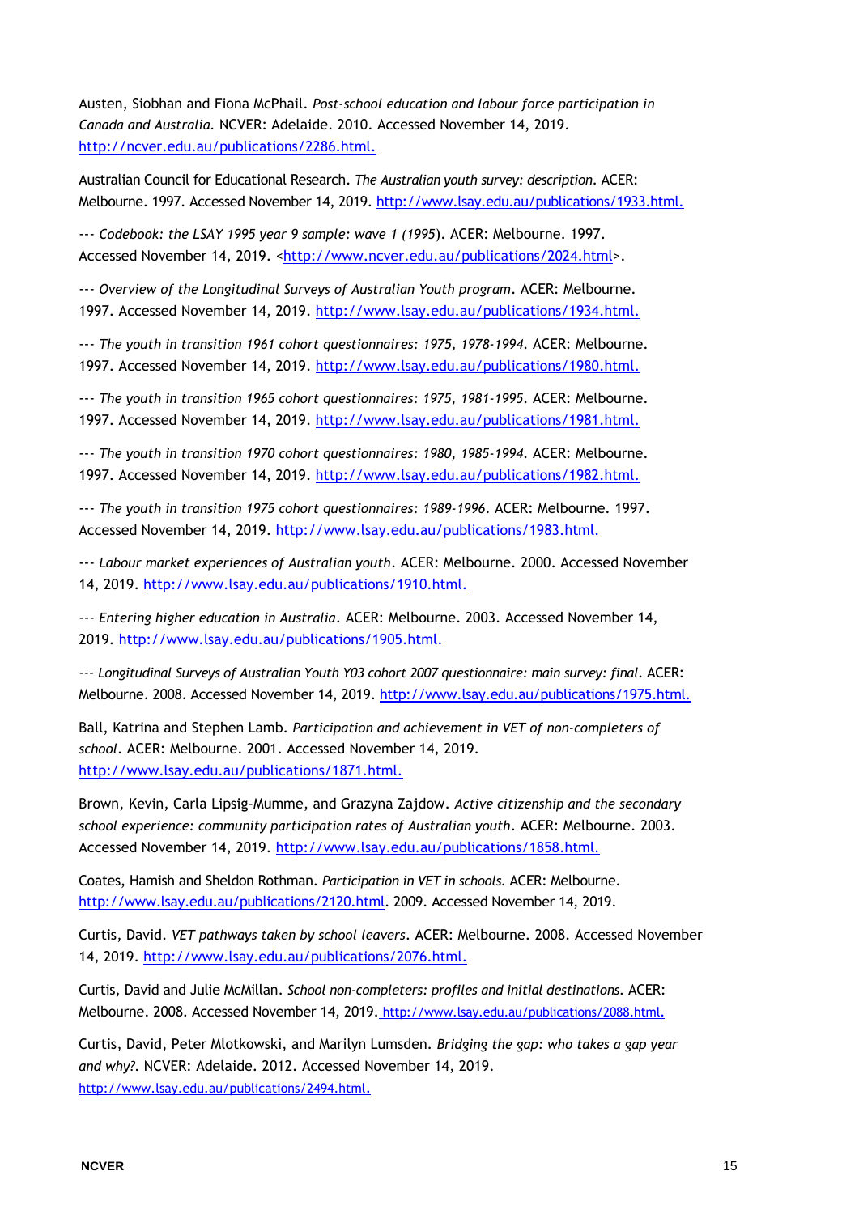Austen, Siobhan and Fiona McPhail. *Post-school education and labour force participation in Canada and Australia.* NCVER: Adelaide. 2010. Accessed November 14, 2019. http://ncver.edu.au/publications/2286.html.

Australian Council for Educational Research. *The Australian youth survey: description.* ACER: Melbourne. 1997. Accessed November 14, 2019. http://www.lsay.edu.au/publications/1933.html.

--- *Codebook: the LSAY 1995 year 9 sample: wave 1 (1995*). ACER: Melbourne. 1997. Accessed November 14, 2019. <http://www.ncver.edu.au/publications/2024.html>.

--- *Overview of the Longitudinal Surveys of Australian Youth program*. ACER: Melbourne. 1997. Accessed November 14, 2019. http://www.lsay.edu.au/publications/1934.html.

--- *The youth in transition 1961 cohort questionnaires: 1975, 1978-1994.* ACER: Melbourne. 1997. Accessed November 14, 2019. http://www.lsay.edu.au/publications/1980.html.

--- *The youth in transition 1965 cohort questionnaires: 1975, 1981-1995.* ACER: Melbourne. 1997. Accessed November 14, 2019. http://www.lsay.edu.au/publications/1981.html.

--- *The youth in transition 1970 cohort questionnaires: 1980, 1985-1994.* ACER: Melbourne. 1997. Accessed November 14, 2019. http://www.lsay.edu.au/publications/1982.html.

--- *The youth in transition 1975 cohort questionnaires: 1989-1996.* ACER: Melbourne. 1997. Accessed November 14, 2019. http://www.lsay.edu.au/publications/1983.html.

--- *Labour market experiences of Australian youth*. ACER: Melbourne. 2000. Accessed November 14, 2019. http://www.lsay.edu.au/publications/1910.html.

--- *Entering higher education in Australia*. ACER: Melbourne. 2003. Accessed November 14, 2019. http://www.lsay.edu.au/publications/1905.html.

--- *Longitudinal Surveys of Australian Youth Y03 cohort 2007 questionnaire: main survey: final*. ACER: Melbourne. 2008. Accessed November 14, 2019. http://www.lsay.edu.au/publications/1975.html.

Ball, Katrina and Stephen Lamb. *Participation and achievement in VET of non-completers of school*. ACER: Melbourne. 2001. Accessed November 14, 2019. http://www.lsay.edu.au/publications/1871.html.

Brown, Kevin, Carla Lipsig-Mumme, and Grazyna Zajdow. *Active citizenship and the secondary school experience: community participation rates of Australian youth*. ACER: Melbourne. 2003. Accessed November 14, 2019. http://www.lsay.edu.au/publications/1858.html.

Coates, Hamish and Sheldon Rothman. *Participation in VET in schools.* ACER: Melbourne. http://www.lsay.edu.au/publications/2120.html. 2009. Accessed November 14, 2019.

Curtis, David. *VET pathways taken by school leavers*. ACER: Melbourne. 2008. Accessed November 14, 2019. http://www.lsay.edu.au/publications/2076.html.

Curtis, David and Julie McMillan. *School non-completers: profiles and initial destinations.* ACER: Melbourne. 2008. Accessed November 14, 2019. http://www.lsay.edu.au/publications/2088.html.

Curtis, David, Peter Mlotkowski, and Marilyn Lumsden. *Bridging the gap: who takes a gap year and why?.* NCVER: Adelaide. 2012. Accessed November 14, 2019. http://www.lsay.edu.au/publications/2494.html.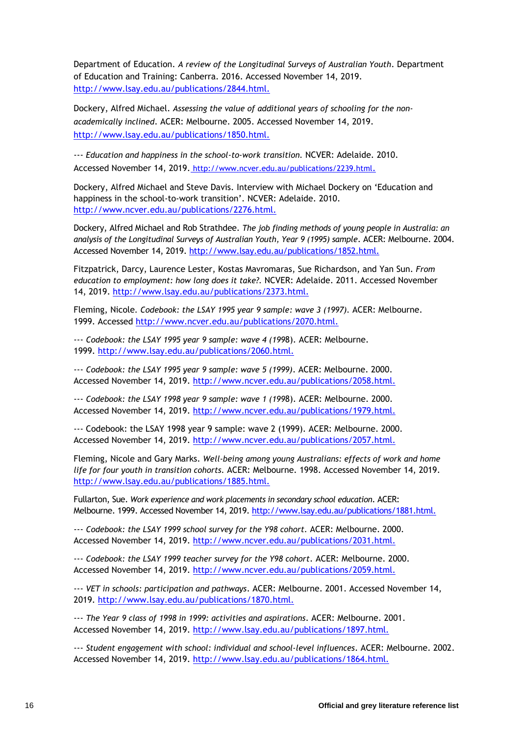Department of Education. *A review of the Longitudinal Surveys of Australian Youth*. Department of Education and Training: Canberra. 2016. Accessed November 14, 2019. http://www.lsay.edu.au/publications/2844.html.

Dockery, Alfred Michael. *Assessing the value of additional years of schooling for the non-academically inclined*. ACER: Melbourne. 2005. Accessed November 14, 2019. http://www.lsay.edu.au/publications/1850.html.

--- *Education and happiness in the school-to-work transition*. NCVER: Adelaide. 2010. Accessed November 14, 2019. http://www.ncver.edu.au/publications/2239.html.

Dockery, Alfred Michael and Steve Davis. Interview with Michael Dockery on 'Education and happiness in the school-to-work transition'. NCVER: Adelaide. 2010. http://www.ncver.edu.au/publications/2276.html.

Dockery, Alfred Michael and Rob Strathdee. *The job finding methods of young people in Australia: an analysis of the Longitudinal Surveys of Australian Youth, Year 9 (1995) sample*. ACER: Melbourne. 2004. Accessed November 14, 2019. http://www.lsay.edu.au/publications/1852.html.

Fitzpatrick, Darcy, Laurence Lester, Kostas Mavromaras, Sue Richardson, and Yan Sun. *From education to employment: how long does it take?*. NCVER: Adelaide. 2011. Accessed November 14, 2019. http://www.lsay.edu.au/publications/2373.html.

Fleming, Nicole. *Codebook: the LSAY 1995 year 9 sample: wave 3 (1997)*. ACER: Melbourne. 1999. Accessed http://www.ncver.edu.au/publications/2070.html.

--- *Codebook: the LSAY 1995 year 9 sample: wave 4 (1998)*. ACER: Melbourne. 1999. http://www.lsay.edu.au/publications/2060.html.

--- *Codebook: the LSAY 1995 year 9 sample: wave 5 (1999)*. ACER: Melbourne. 2000. Accessed November 14, 2019. http://www.ncver.edu.au/publications/2058.html.

--- *Codebook: the LSAY 1998 year 9 sample: wave 1 (1998)*. ACER: Melbourne. 2000. Accessed November 14, 2019. http://www.ncver.edu.au/publications/1979.html.

--- Codebook: the LSAY 1998 year 9 sample: wave 2 (1999). ACER: Melbourne. 2000. Accessed November 14, 2019. http://www.ncver.edu.au/publications/2057.html.

Fleming, Nicole and Gary Marks. *Well-being among young Australians: effects of work and home life for four youth in transition cohorts*. ACER: Melbourne. 1998. Accessed November 14, 2019. http://www.lsay.edu.au/publications/1885.html.

Fullarton, Sue. *Work experience and work placements in secondary school education*. ACER: Melbourne. 1999. Accessed November 14, 2019. http://www.lsay.edu.au/publications/1881.html.

--- *Codebook: the LSAY 1999 school survey for the Y98 cohort*. ACER: Melbourne. 2000. Accessed November 14, 2019. http://www.ncver.edu.au/publications/2031.html.

--- *Codebook: the LSAY 1999 teacher survey for the Y98 cohort*. ACER: Melbourne. 2000. Accessed November 14, 2019. http://www.ncver.edu.au/publications/2059.html.

--- *VET in schools: participation and pathways*. ACER: Melbourne. 2001. Accessed November 14, 2019. http://www.lsay.edu.au/publications/1870.html.

--- *The Year 9 class of 1998 in 1999: activities and aspirations*. ACER: Melbourne. 2001. Accessed November 14, 2019. http://www.lsay.edu.au/publications/1897.html.

--- *Student engagement with school: individual and school-level influences*. ACER: Melbourne. 2002. Accessed November 14, 2019. http://www.lsay.edu.au/publications/1864.html.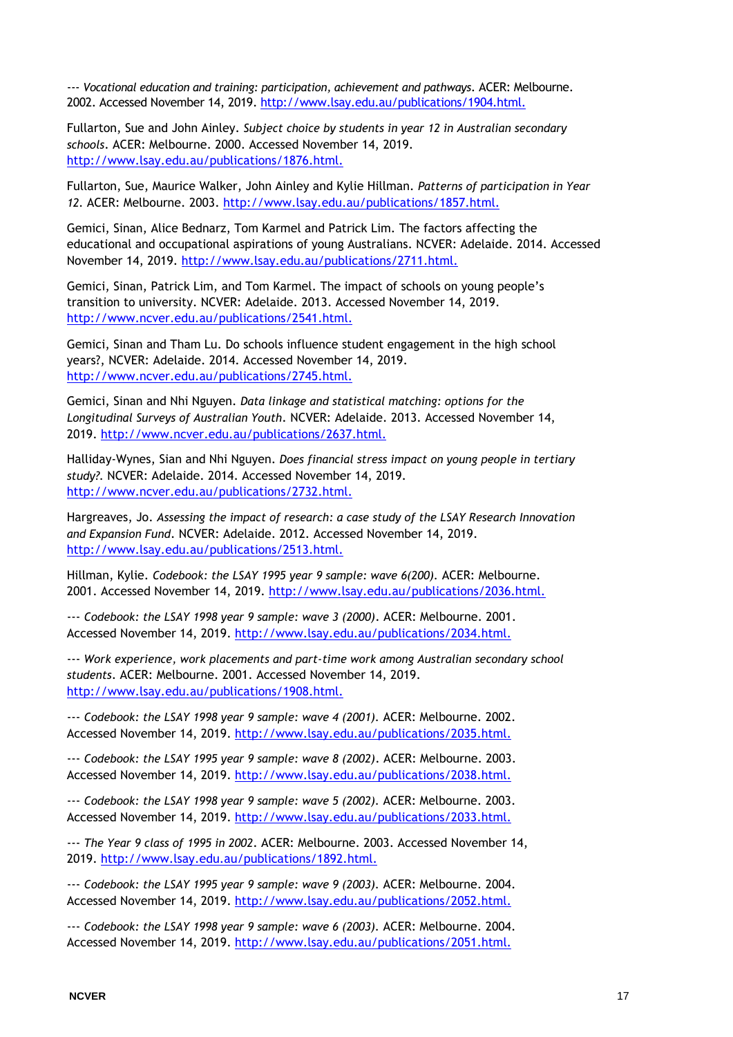--- *Vocational education and training: participation, achievement and pathways*. ACER: Melbourne. 2002. Accessed November 14, 2019. http://www.lsay.edu.au/publications/1904.html.

Fullarton, Sue and John Ainley. *Subject choice by students in year 12 in Australian secondary schools*. ACER: Melbourne. 2000. Accessed November 14, 2019. http://www.lsay.edu.au/publications/1876.html.

Fullarton, Sue, Maurice Walker, John Ainley and Kylie Hillman. *Patterns of participation in Year 12*. ACER: Melbourne. 2003. http://www.lsay.edu.au/publications/1857.html.

Gemici, Sinan, Alice Bednarz, Tom Karmel and Patrick Lim. The factors affecting the educational and occupational aspirations of young Australians. NCVER: Adelaide. 2014. Accessed November 14, 2019. http://www.lsay.edu.au/publications/2711.html.

Gemici, Sinan, Patrick Lim, and Tom Karmel. The impact of schools on young people's transition to university. NCVER: Adelaide. 2013. Accessed November 14, 2019. http://www.ncver.edu.au/publications/2541.html.

Gemici, Sinan and Tham Lu. Do schools influence student engagement in the high school years?, NCVER: Adelaide. 2014. Accessed November 14, 2019. http://www.ncver.edu.au/publications/2745.html.

Gemici, Sinan and Nhi Nguyen. *Data linkage and statistical matching: options for the Longitudinal Surveys of Australian Youth*. NCVER: Adelaide. 2013. Accessed November 14, 2019. http://www.ncver.edu.au/publications/2637.html.

Halliday-Wynes, Sian and Nhi Nguyen. *Does financial stress impact on young people in tertiary study?*. NCVER: Adelaide. 2014. Accessed November 14, 2019. http://www.ncver.edu.au/publications/2732.html.

Hargreaves, Jo. *Assessing the impact of research: a case study of the LSAY Research Innovation and Expansion Fund*. NCVER: Adelaide. 2012. Accessed November 14, 2019. http://www.lsay.edu.au/publications/2513.html.

Hillman, Kylie. *Codebook: the LSAY 1995 year 9 sample: wave 6(200)*. ACER: Melbourne. 2001. Accessed November 14, 2019. http://www.lsay.edu.au/publications/2036.html.

--- *Codebook: the LSAY 1998 year 9 sample: wave 3 (2000)*. ACER: Melbourne. 2001. Accessed November 14, 2019. http://www.lsay.edu.au/publications/2034.html.

--- *Work experience, work placements and part-time work among Australian secondary school students*. ACER: Melbourne. 2001. Accessed November 14, 2019. http://www.lsay.edu.au/publications/1908.html.

--- *Codebook: the LSAY 1998 year 9 sample: wave 4 (2001)*. ACER: Melbourne. 2002. Accessed November 14, 2019. http://www.lsay.edu.au/publications/2035.html.

--- *Codebook: the LSAY 1995 year 9 sample: wave 8 (2002)*. ACER: Melbourne. 2003. Accessed November 14, 2019. http://www.lsay.edu.au/publications/2038.html.

--- *Codebook: the LSAY 1998 year 9 sample: wave 5 (2002)*. ACER: Melbourne. 2003. Accessed November 14, 2019. http://www.lsay.edu.au/publications/2033.html.

--- *The Year 9 class of 1995 in 2002*. ACER: Melbourne. 2003. Accessed November 14, 2019. http://www.lsay.edu.au/publications/1892.html.

--- *Codebook: the LSAY 1995 year 9 sample: wave 9 (2003)*. ACER: Melbourne. 2004. Accessed November 14, 2019. http://www.lsay.edu.au/publications/2052.html.

--- *Codebook: the LSAY 1998 year 9 sample: wave 6 (2003)*. ACER: Melbourne. 2004. Accessed November 14, 2019. http://www.lsay.edu.au/publications/2051.html.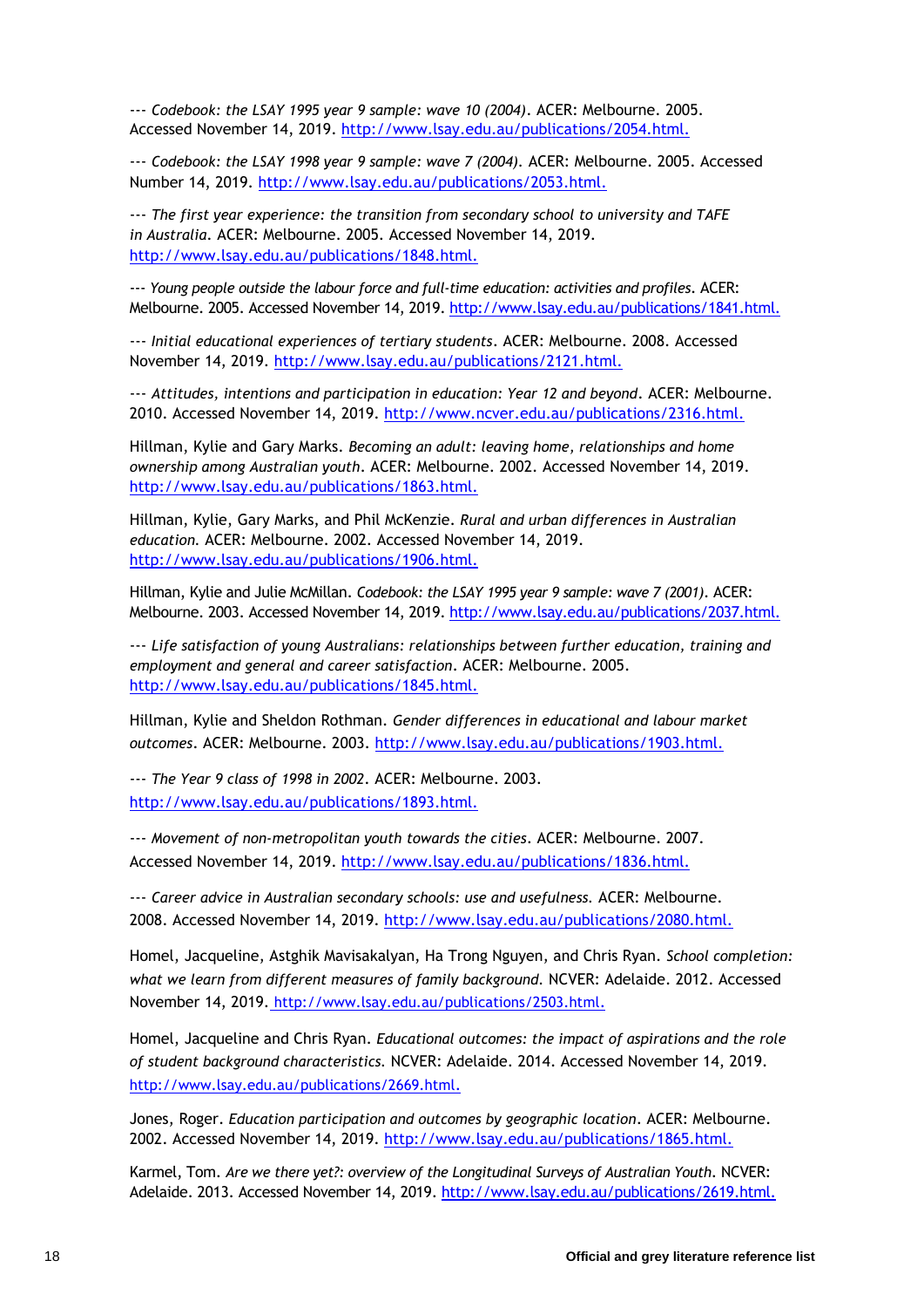--- *Codebook: the LSAY 1995 year 9 sample: wave 10 (2004)*. ACER: Melbourne. 2005. Accessed November 14, 2019. http://www.lsay.edu.au/publications/2054.html.

--- *Codebook: the LSAY 1998 year 9 sample: wave 7 (2004).* ACER: Melbourne. 2005. Accessed Number 14, 2019. http://www.lsay.edu.au/publications/2053.html.

--- *The first year experience: the transition from secondary school to university and TAFE in Australia.* ACER: Melbourne. 2005. Accessed November 14, 2019. http://www.lsay.edu.au/publications/1848.html.

--- *Young people outside the labour force and full-time education: activities and profiles.* ACER: Melbourne. 2005. Accessed November 14, 2019. http://www.lsay.edu.au/publications/1841.html.

--- *Initial educational experiences of tertiary students*. ACER: Melbourne. 2008. Accessed November 14, 2019. http://www.lsay.edu.au/publications/2121.html.

--- *Attitudes, intentions and participation in education: Year 12 and beyond*. ACER: Melbourne. 2010. Accessed November 14, 2019. http://www.ncver.edu.au/publications/2316.html.

Hillman, Kylie and Gary Marks. *Becoming an adult: leaving home, relationships and home ownership among Australian youth*. ACER: Melbourne. 2002. Accessed November 14, 2019. http://www.lsay.edu.au/publications/1863.html.

Hillman, Kylie, Gary Marks, and Phil McKenzie. *Rural and urban differences in Australian education.* ACER: Melbourne. 2002. Accessed November 14, 2019. http://www.lsay.edu.au/publications/1906.html.

Hillman, Kylie and Julie McMillan. *Codebook: the LSAY 1995 year 9 sample: wave 7 (2001).* ACER: Melbourne. 2003. Accessed November 14, 2019. http://www.lsay.edu.au/publications/2037.html.

--- *Life satisfaction of young Australians: relationships between further education, training and employment and general and career satisfaction*. ACER: Melbourne. 2005. http://www.lsay.edu.au/publications/1845.html.

Hillman, Kylie and Sheldon Rothman. *Gender differences in educational and labour market outcomes*. ACER: Melbourne. 2003. http://www.lsay.edu.au/publications/1903.html.

--- *The Year 9 class of 1998 in 2002*. ACER: Melbourne. 2003. http://www.lsay.edu.au/publications/1893.html.

--- *Movement of non-metropolitan youth towards the cities*. ACER: Melbourne. 2007. Accessed November 14, 2019. http://www.lsay.edu.au/publications/1836.html.

--- *Career advice in Australian secondary schools: use and usefulness.* ACER: Melbourne. 2008. Accessed November 14, 2019. http://www.lsay.edu.au/publications/2080.html.

Homel, Jacqueline, Astghik Mavisakalyan, Ha Trong Nguyen, and Chris Ryan. *School completion: what we learn from different measures of family background.* NCVER: Adelaide. 2012. Accessed November 14, 2019. http://www.lsay.edu.au/publications/2503.html.

Homel, Jacqueline and Chris Ryan. *Educational outcomes: the impact of aspirations and the role of student background characteristics.* NCVER: Adelaide. 2014. Accessed November 14, 2019. http://www.lsay.edu.au/publications/2669.html.

Jones, Roger. *Education participation and outcomes by geographic location*. ACER: Melbourne. 2002. Accessed November 14, 2019. http://www.lsay.edu.au/publications/1865.html.

Karmel, Tom. *Are we there yet?: overview of the Longitudinal Surveys of Australian Youth*. NCVER: Adelaide. 2013. Accessed November 14, 2019. http://www.lsay.edu.au/publications/2619.html.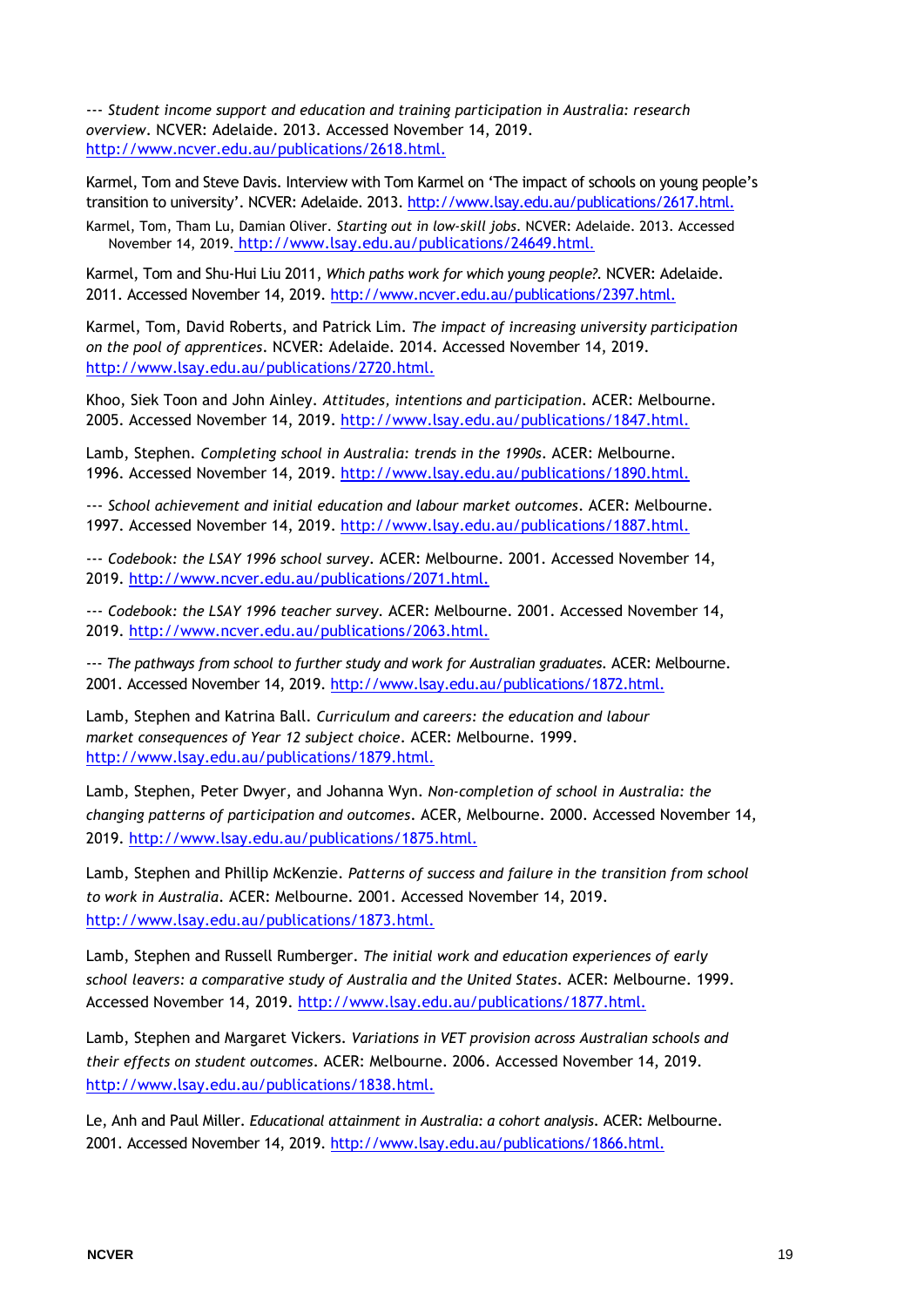--- *Student income support and education and training participation in Australia: research overview*. NCVER: Adelaide. 2013. Accessed November 14, 2019. http://www.ncver.edu.au/publications/2618.html.

Karmel, Tom and Steve Davis. Interview with Tom Karmel on 'The impact of schools on young people's transition to university'. NCVER: Adelaide. 2013. http://www.lsay.edu.au/publications/2617.html.

Karmel, Tom, Tham Lu, Damian Oliver. *Starting out in low-skill jobs*. NCVER: Adelaide. 2013. Accessed November 14, 2019. http://www.lsay.edu.au/publications/24649.html.

Karmel, Tom and Shu-Hui Liu 2011, *Which paths work for which young people?*. NCVER: Adelaide. 2011. Accessed November 14, 2019. http://www.ncver.edu.au/publications/2397.html.

Karmel, Tom, David Roberts, and Patrick Lim. *The impact of increasing university participation on the pool of apprentices*. NCVER: Adelaide. 2014. Accessed November 14, 2019. http://www.lsay.edu.au/publications/2720.html.

Khoo, Siek Toon and John Ainley. *Attitudes, intentions and participation*. ACER: Melbourne. 2005. Accessed November 14, 2019. http://www.lsay.edu.au/publications/1847.html.

Lamb, Stephen. *Completing school in Australia: trends in the 1990s*. ACER: Melbourne. 1996. Accessed November 14, 2019. http://www.lsay.edu.au/publications/1890.html.

--- *School achievement and initial education and labour market outcomes*. ACER: Melbourne. 1997. Accessed November 14, 2019. http://www.lsay.edu.au/publications/1887.html.

--- *Codebook: the LSAY 1996 school survey*. ACER: Melbourne. 2001. Accessed November 14, 2019. http://www.ncver.edu.au/publications/2071.html.

--- *Codebook: the LSAY 1996 teacher survey*. ACER: Melbourne. 2001. Accessed November 14, 2019. http://www.ncver.edu.au/publications/2063.html.

--- *The pathways from school to further study and work for Australian graduates*. ACER: Melbourne. 2001. Accessed November 14, 2019. http://www.lsay.edu.au/publications/1872.html.

Lamb, Stephen and Katrina Ball. *Curriculum and careers: the education and labour market consequences of Year 12 subject choice*. ACER: Melbourne. 1999. http://www.lsay.edu.au/publications/1879.html.

Lamb, Stephen, Peter Dwyer, and Johanna Wyn. *Non-completion of school in Australia: the changing patterns of participation and outcomes*. ACER, Melbourne. 2000. Accessed November 14, 2019. http://www.lsay.edu.au/publications/1875.html.

Lamb, Stephen and Phillip McKenzie. *Patterns of success and failure in the transition from school to work in Australia*. ACER: Melbourne. 2001. Accessed November 14, 2019. http://www.lsay.edu.au/publications/1873.html.

Lamb, Stephen and Russell Rumberger. *The initial work and education experiences of early school leavers: a comparative study of Australia and the United States*. ACER: Melbourne. 1999. Accessed November 14, 2019. http://www.lsay.edu.au/publications/1877.html.

Lamb, Stephen and Margaret Vickers. *Variations in VET provision across Australian schools and their effects on student outcomes*. ACER: Melbourne. 2006. Accessed November 14, 2019. http://www.lsay.edu.au/publications/1838.html.

Le, Anh and Paul Miller. *Educational attainment in Australia: a cohort analysis*. ACER: Melbourne. 2001. Accessed November 14, 2019. http://www.lsay.edu.au/publications/1866.html.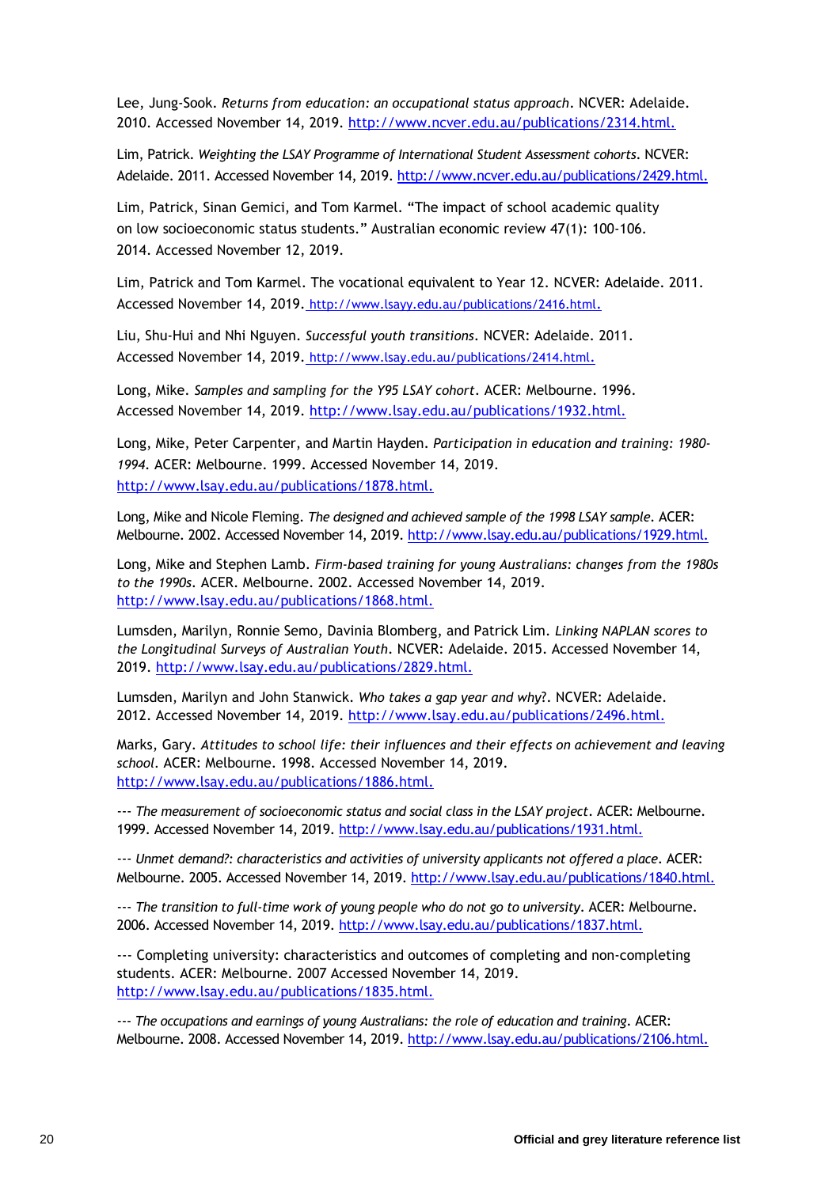Lee, Jung-Sook. *Returns from education: an occupational status approach*. NCVER: Adelaide. 2010. Accessed November 14, 2019. [http://www.ncver.edu.au/publications/2314.html.](http://www.ncver.edu.au/publications/2314.html)

Lim, Patrick. *Weighting the LSAY Programme of International Student Assessment cohorts*. NCVER: Adelaide. 2011. Accessed November 14, 2019. [http://www.ncver.edu.au/publications/2429.html.](http://www.ncver.edu.au/publications/2429.html)

Lim, Patrick, Sinan Gemici, and Tom Karmel. "The impact of school academic quality on low socioeconomic status students." Australian economic review 47(1): 100-106. 2014. Accessed November 12, 2019.

Lim, Patrick and Tom Karmel. The vocational equivalent to Year 12. NCVER: Adelaide. 2011. Accessed November 14, 2019. [http://www.lsayy.edu.au/publications/2416.html.](http://www.lsayy.edu.au/publications/2416.html)

Liu, Shu-Hui and Nhi Nguyen. *Successful youth transitions*. NCVER: Adelaide. 2011. Accessed November 14, 2019. [http://www.lsay.edu.au/publications/2414.html.](http://www.lsay.edu.au/publications/2414.html)

Long, Mike. *Samples and sampling for the Y95 LSAY cohort*. ACER: Melbourne. 1996. Accessed November 14, 2019. [http://www.lsay.edu.au/publications/1932.html.](http://www.lsay.edu.au/publications/1932.html)

Long, Mike, Peter Carpenter, and Martin Hayden. *Participation in education and training: 1980-1994.* ACER: Melbourne. 1999. Accessed November 14, 2019. [http://www.lsay.edu.au/publications/1878.html.](http://www.lsay.edu.au/publications/1878.html)

Long, Mike and Nicole Fleming. *The designed and achieved sample of the 1998 LSAY sample*. ACER: Melbourne. 2002. Accessed November 14, 2019. [http://www.lsay.edu.au/publications/1929.html.](http://www.lsay.edu.au/publications/1929.html)

Long, Mike and Stephen Lamb. *Firm-based training for young Australians: changes from the 1980s to the 1990s*. ACER. Melbourne. 2002. Accessed November 14, 2019. [http://www.lsay.edu.au/publications/1868.html.](http://www.lsay.edu.au/publications/1868.html)

Lumsden, Marilyn, Ronnie Semo, Davinia Blomberg, and Patrick Lim. *Linking NAPLAN scores to the Longitudinal Surveys of Australian Youth*. NCVER: Adelaide. 2015. Accessed November 14, 2019. [http://www.lsay.edu.au/publications/2829.html.](http://www.lsay.edu.au/publications/2829.html)

Lumsden, Marilyn and John Stanwick. *Who takes a gap year and why?*. NCVER: Adelaide. 2012. Accessed November 14, 2019. [http://www.lsay.edu.au/publications/2496.html.](http://www.lsay.edu.au/publications/2496.html)

Marks, Gary. *Attitudes to school life: their influences and their effects on achievement and leaving school*. ACER: Melbourne. 1998. Accessed November 14, 2019. [http://www.lsay.edu.au/publications/1886.html.](http://www.lsay.edu.au/publications/1886.html)

--- *The measurement of socioeconomic status and social class in the LSAY project*. ACER: Melbourne. 1999. Accessed November 14, 2019. [http://www.lsay.edu.au/publications/1931.html.](http://www.lsay.edu.au/publications/1931.html)

--- *Unmet demand?: characteristics and activities of university applicants not offered a place*. ACER: Melbourne. 2005. Accessed November 14, 2019. [http://www.lsay.edu.au/publications/1840.html.](http://www.lsay.edu.au/publications/1840.html)

--- *The transition to full-time work of young people who do not go to university*. ACER: Melbourne. 2006. Accessed November 14, 2019. [http://www.lsay.edu.au/publications/1837.html.](http://www.lsay.edu.au/publications/1837.html)

--- Completing university: characteristics and outcomes of completing and non-completing students. ACER: Melbourne. 2007 Accessed November 14, 2019. [http://www.lsay.edu.au/publications/1835.html.](http://www.lsay.edu.au/publications/1835.html)

--- *The occupations and earnings of young Australians: the role of education and training*. ACER: Melbourne. 2008. Accessed November 14, 2019. [http://www.lsay.edu.au/publications/2106.html.](http://www.lsay.edu.au/publications/2106.html)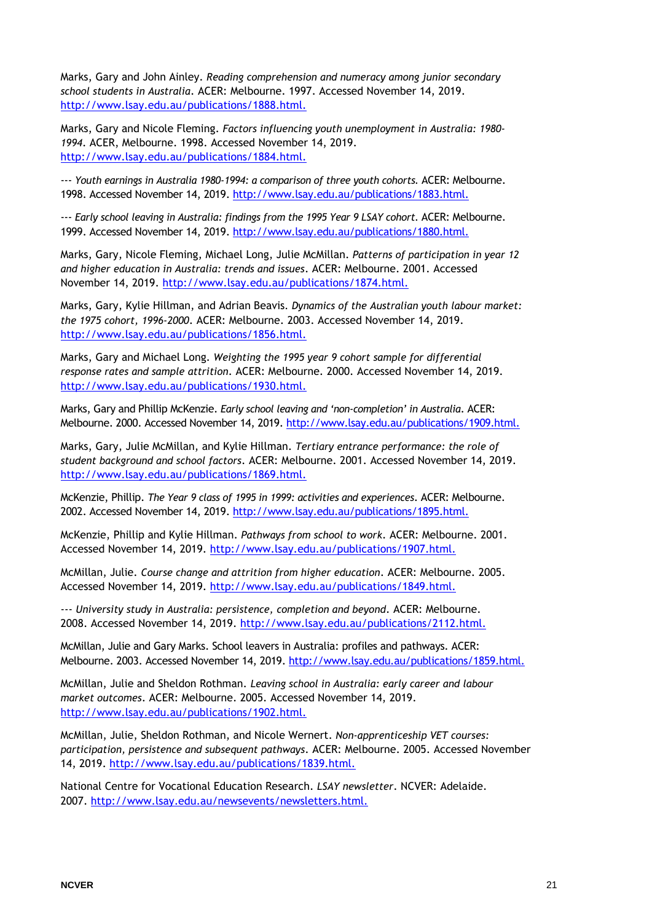Marks, Gary and John Ainley. *Reading comprehension and numeracy among junior secondary school students in Australia*. ACER: Melbourne. 1997. Accessed November 14, 2019. http://www.lsay.edu.au/publications/1888.html.

Marks, Gary and Nicole Fleming. *Factors influencing youth unemployment in Australia: 1980-1994*. ACER, Melbourne. 1998. Accessed November 14, 2019. http://www.lsay.edu.au/publications/1884.html.

--- *Youth earnings in Australia 1980-1994: a comparison of three youth cohorts.* ACER: Melbourne. 1998. Accessed November 14, 2019. http://www.lsay.edu.au/publications/1883.html.

--- *Early school leaving in Australia: findings from the 1995 Year 9 LSAY cohort.* ACER: Melbourne. 1999. Accessed November 14, 2019. http://www.lsay.edu.au/publications/1880.html.

Marks, Gary, Nicole Fleming, Michael Long, Julie McMillan. *Patterns of participation in year 12 and higher education in Australia: trends and issues*. ACER: Melbourne. 2001. Accessed November 14, 2019. http://www.lsay.edu.au/publications/1874.html.

Marks, Gary, Kylie Hillman, and Adrian Beavis. *Dynamics of the Australian youth labour market: the 1975 cohort, 1996-2000*. ACER: Melbourne. 2003. Accessed November 14, 2019. http://www.lsay.edu.au/publications/1856.html.

Marks, Gary and Michael Long. *Weighting the 1995 year 9 cohort sample for differential response rates and sample attrition*. ACER: Melbourne. 2000. Accessed November 14, 2019. http://www.lsay.edu.au/publications/1930.html.

Marks, Gary and Phillip McKenzie. *Early school leaving and 'non-completion' in Australia*. ACER: Melbourne. 2000. Accessed November 14, 2019. http://www.lsay.edu.au/publications/1909.html.

Marks, Gary, Julie McMillan, and Kylie Hillman. *Tertiary entrance performance: the role of student background and school factors*. ACER: Melbourne. 2001. Accessed November 14, 2019. http://www.lsay.edu.au/publications/1869.html.

McKenzie, Phillip. *The Year 9 class of 1995 in 1999: activities and experiences*. ACER: Melbourne. 2002. Accessed November 14, 2019. http://www.lsay.edu.au/publications/1895.html.

McKenzie, Phillip and Kylie Hillman. *Pathways from school to work*. ACER: Melbourne. 2001. Accessed November 14, 2019. http://www.lsay.edu.au/publications/1907.html.

McMillan, Julie. *Course change and attrition from higher education*. ACER: Melbourne. 2005. Accessed November 14, 2019. http://www.lsay.edu.au/publications/1849.html.

--- *University study in Australia: persistence, completion and beyond*. ACER: Melbourne. 2008. Accessed November 14, 2019. http://www.lsay.edu.au/publications/2112.html.

McMillan, Julie and Gary Marks. School leavers in Australia: profiles and pathways. ACER: Melbourne. 2003. Accessed November 14, 2019. http://www.lsay.edu.au/publications/1859.html.

McMillan, Julie and Sheldon Rothman. *Leaving school in Australia: early career and labour market outcomes*. ACER: Melbourne. 2005. Accessed November 14, 2019. http://www.lsay.edu.au/publications/1902.html.

McMillan, Julie, Sheldon Rothman, and Nicole Wernert. *Non-apprenticeship VET courses: participation, persistence and subsequent pathways*. ACER: Melbourne. 2005. Accessed November 14, 2019. http://www.lsay.edu.au/publications/1839.html.

National Centre for Vocational Education Research. *LSAY newsletter*. NCVER: Adelaide. 2007. http://www.lsay.edu.au/newsevents/newsletters.html.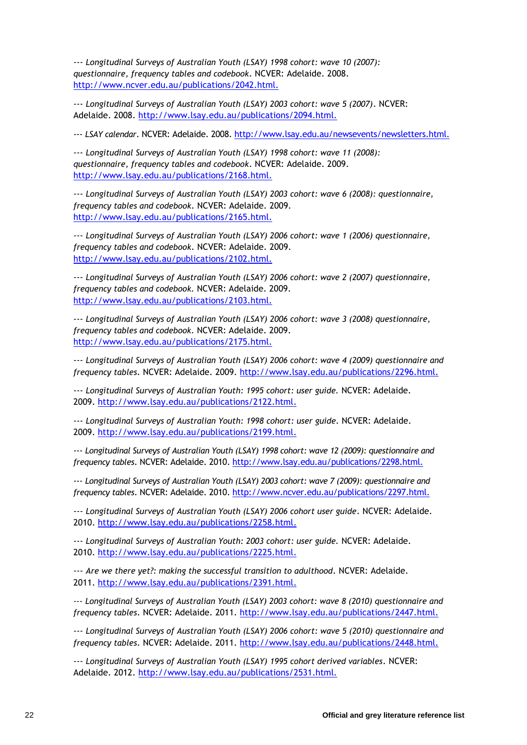--- *Longitudinal Surveys of Australian Youth (LSAY) 1998 cohort: wave 10 (2007): questionnaire, frequency tables and codebook*. NCVER: Adelaide. 2008. http://www.ncver.edu.au/publications/2042.html.

--- *Longitudinal Surveys of Australian Youth (LSAY) 2003 cohort: wave 5 (2007)*. NCVER: Adelaide. 2008. http://www.lsay.edu.au/publications/2094.html.

--- *LSAY calendar*. NCVER: Adelaide. 2008. http://www.lsay.edu.au/newsevents/newsletters.html.

--- *Longitudinal Surveys of Australian Youth (LSAY) 1998 cohort: wave 11 (2008): questionnaire, frequency tables and codebook*. NCVER: Adelaide. 2009. http://www.lsay.edu.au/publications/2168.html.

--- *Longitudinal Surveys of Australian Youth (LSAY) 2003 cohort: wave 6 (2008): questionnaire, frequency tables and codebook*. NCVER: Adelaide. 2009. http://www.lsay.edu.au/publications/2165.html.

--- *Longitudinal Surveys of Australian Youth (LSAY) 2006 cohort: wave 1 (2006) questionnaire, frequency tables and codebook*. NCVER: Adelaide. 2009. http://www.lsay.edu.au/publications/2102.html.

--- *Longitudinal Surveys of Australian Youth (LSAY) 2006 cohort: wave 2 (2007) questionnaire, frequency tables and codebook.* NCVER: Adelaide. 2009. http://www.lsay.edu.au/publications/2103.html.

--- *Longitudinal Surveys of Australian Youth (LSAY) 2006 cohort: wave 3 (2008) questionnaire, frequency tables and codebook*. NCVER: Adelaide. 2009. http://www.lsay.edu.au/publications/2175.html.

--- *Longitudinal Surveys of Australian Youth (LSAY) 2006 cohort: wave 4 (2009) questionnaire and frequency tables*. NCVER: Adelaide. 2009. http://www.lsay.edu.au/publications/2296.html.

--- *Longitudinal Surveys of Australian Youth: 1995 cohort: user guide*. NCVER: Adelaide. 2009. http://www.lsay.edu.au/publications/2122.html.

--- *Longitudinal Surveys of Australian Youth: 1998 cohort: user guide*. NCVER: Adelaide. 2009. http://www.lsay.edu.au/publications/2199.html.

--- *Longitudinal Surveys of Australian Youth (LSAY) 1998 cohort: wave 12 (2009): questionnaire and frequency tables*. NCVER: Adelaide. 2010. http://www.lsay.edu.au/publications/2298.html.

--- *Longitudinal Surveys of Australian Youth (LSAY) 2003 cohort: wave 7 (2009): questionnaire and frequency tables*. NCVER: Adelaide. 2010. http://www.ncver.edu.au/publications/2297.html.

--- *Longitudinal Surveys of Australian Youth (LSAY) 2006 cohort user guide*. NCVER: Adelaide. 2010. http://www.lsay.edu.au/publications/2258.html.

--- *Longitudinal Surveys of Australian Youth: 2003 cohort: user guide.* NCVER: Adelaide. 2010. http://www.lsay.edu.au/publications/2225.html.

--- *Are we there yet?: making the successful transition to adulthood*. NCVER: Adelaide. 2011. http://www.lsay.edu.au/publications/2391.html.

--- *Longitudinal Surveys of Australian Youth (LSAY) 2003 cohort: wave 8 (2010) questionnaire and frequency tables*. NCVER: Adelaide. 2011. http://www.lsay.edu.au/publications/2447.html.

--- *Longitudinal Surveys of Australian Youth (LSAY) 2006 cohort: wave 5 (2010) questionnaire and frequency tables*. NCVER: Adelaide. 2011. http://www.lsay.edu.au/publications/2448.html.

--- *Longitudinal Surveys of Australian Youth (LSAY) 1995 cohort derived variables*. NCVER: Adelaide. 2012. http://www.lsay.edu.au/publications/2531.html.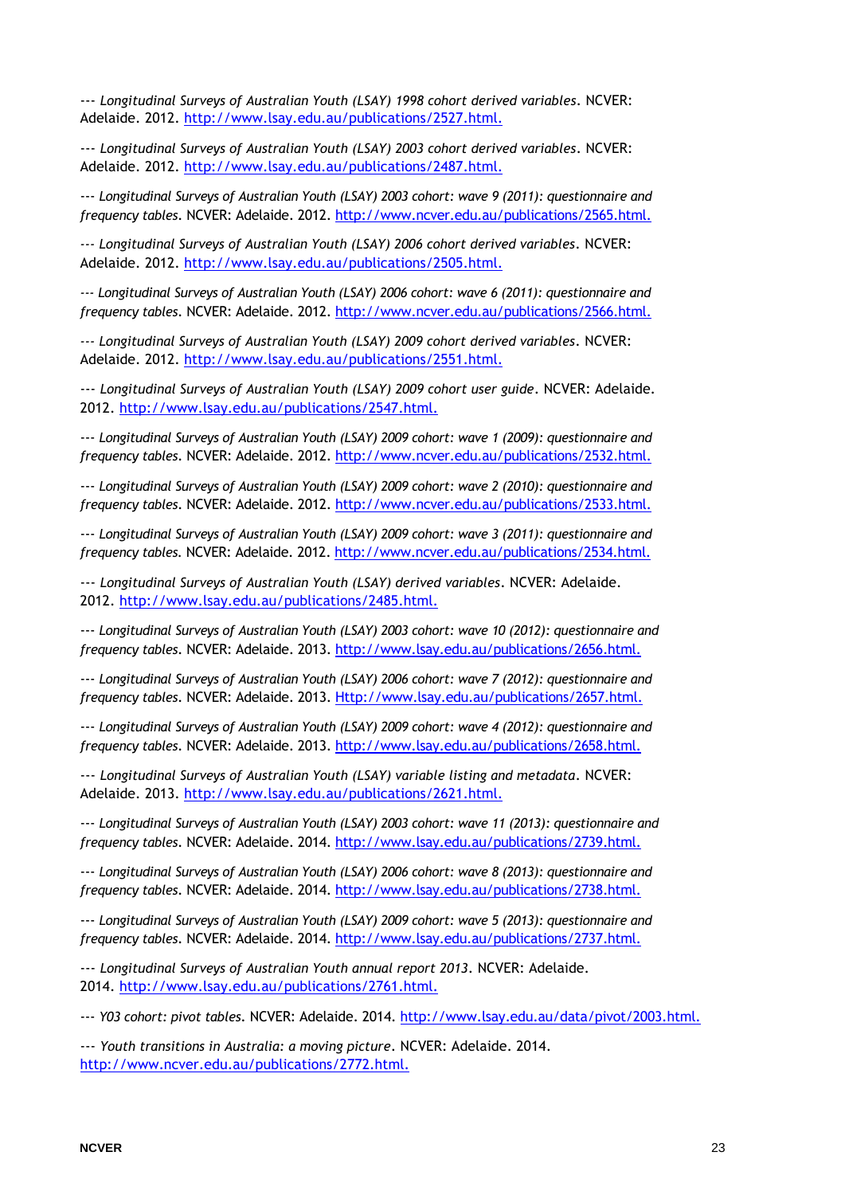--- *Longitudinal Surveys of Australian Youth (LSAY) 1998 cohort derived variables*. NCVER: Adelaide. 2012. http://www.lsay.edu.au/publications/2527.html.

--- *Longitudinal Surveys of Australian Youth (LSAY) 2003 cohort derived variables*. NCVER: Adelaide. 2012. http://www.lsay.edu.au/publications/2487.html.

--- *Longitudinal Surveys of Australian Youth (LSAY) 2003 cohort: wave 9 (2011): questionnaire and frequency tables*. NCVER: Adelaide. 2012. http://www.ncver.edu.au/publications/2565.html.

--- *Longitudinal Surveys of Australian Youth (LSAY) 2006 cohort derived variables*. NCVER: Adelaide. 2012. http://www.lsay.edu.au/publications/2505.html.

--- *Longitudinal Surveys of Australian Youth (LSAY) 2006 cohort: wave 6 (2011): questionnaire and frequency tables*. NCVER: Adelaide. 2012. http://www.ncver.edu.au/publications/2566.html.

--- *Longitudinal Surveys of Australian Youth (LSAY) 2009 cohort derived variables*. NCVER: Adelaide. 2012. http://www.lsay.edu.au/publications/2551.html.

--- *Longitudinal Surveys of Australian Youth (LSAY) 2009 cohort user guide*. NCVER: Adelaide. 2012. http://www.lsay.edu.au/publications/2547.html.

--- *Longitudinal Surveys of Australian Youth (LSAY) 2009 cohort: wave 1 (2009): questionnaire and frequency tables*. NCVER: Adelaide. 2012. http://www.ncver.edu.au/publications/2532.html.

--- *Longitudinal Surveys of Australian Youth (LSAY) 2009 cohort: wave 2 (2010): questionnaire and frequency tables*. NCVER: Adelaide. 2012. http://www.ncver.edu.au/publications/2533.html.

--- *Longitudinal Surveys of Australian Youth (LSAY) 2009 cohort: wave 3 (2011): questionnaire and frequency tables*. NCVER: Adelaide. 2012. http://www.ncver.edu.au/publications/2534.html.

--- *Longitudinal Surveys of Australian Youth (LSAY) derived variables*. NCVER: Adelaide. 2012. http://www.lsay.edu.au/publications/2485.html.

--- *Longitudinal Surveys of Australian Youth (LSAY) 2003 cohort: wave 10 (2012): questionnaire and frequency tables*. NCVER: Adelaide. 2013. http://www.lsay.edu.au/publications/2656.html.

--- *Longitudinal Surveys of Australian Youth (LSAY) 2006 cohort: wave 7 (2012): questionnaire and frequency tables*. NCVER: Adelaide. 2013. Http://www.lsay.edu.au/publications/2657.html.

--- *Longitudinal Surveys of Australian Youth (LSAY) 2009 cohort: wave 4 (2012): questionnaire and frequency tables*. NCVER: Adelaide. 2013. http://www.lsay.edu.au/publications/2658.html.

--- *Longitudinal Surveys of Australian Youth (LSAY) variable listing and metadata*. NCVER: Adelaide. 2013. http://www.lsay.edu.au/publications/2621.html.

--- *Longitudinal Surveys of Australian Youth (LSAY) 2003 cohort: wave 11 (2013): questionnaire and frequency tables*. NCVER: Adelaide. 2014. http://www.lsay.edu.au/publications/2739.html.

--- *Longitudinal Surveys of Australian Youth (LSAY) 2006 cohort: wave 8 (2013): questionnaire and frequency tables*. NCVER: Adelaide. 2014. http://www.lsay.edu.au/publications/2738.html.

--- *Longitudinal Surveys of Australian Youth (LSAY) 2009 cohort: wave 5 (2013): questionnaire and frequency tables*. NCVER: Adelaide. 2014. http://www.lsay.edu.au/publications/2737.html.

--- *Longitudinal Surveys of Australian Youth annual report 2013*. NCVER: Adelaide. 2014. http://www.lsay.edu.au/publications/2761.html.

--- *Y03 cohort: pivot tables*. NCVER: Adelaide. 2014. http://www.lsay.edu.au/data/pivot/2003.html.

--- *Youth transitions in Australia: a moving picture*. NCVER: Adelaide. 2014. http://www.ncver.edu.au/publications/2772.html.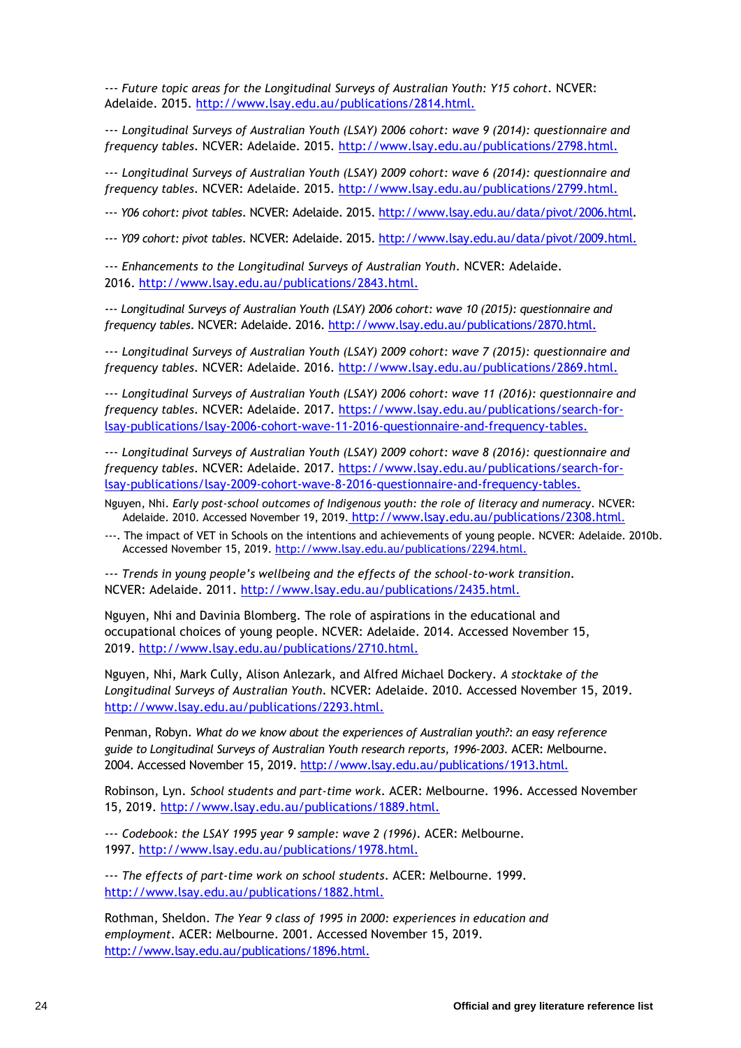--- *Future topic areas for the Longitudinal Surveys of Australian Youth: Y15 cohort*. NCVER: Adelaide. 2015. http://www.lsay.edu.au/publications/2814.html.

--- *Longitudinal Surveys of Australian Youth (LSAY) 2006 cohort: wave 9 (2014): questionnaire and frequency tables*. NCVER: Adelaide. 2015. http://www.lsay.edu.au/publications/2798.html.

--- *Longitudinal Surveys of Australian Youth (LSAY) 2009 cohort: wave 6 (2014): questionnaire and frequency tables*. NCVER: Adelaide. 2015. http://www.lsay.edu.au/publications/2799.html.

--- *Y06 cohort: pivot tables*. NCVER: Adelaide. 2015. http://www.lsay.edu.au/data/pivot/2006.html.

--- *Y09 cohort: pivot tables*. NCVER: Adelaide. 2015. http://www.lsay.edu.au/data/pivot/2009.html.

--- *Enhancements to the Longitudinal Surveys of Australian Youth*. NCVER: Adelaide. 2016. http://www.lsay.edu.au/publications/2843.html.

--- *Longitudinal Surveys of Australian Youth (LSAY) 2006 cohort: wave 10 (2015): questionnaire and frequency tables*. NCVER: Adelaide. 2016. http://www.lsay.edu.au/publications/2870.html.

--- *Longitudinal Surveys of Australian Youth (LSAY) 2009 cohort: wave 7 (2015): questionnaire and frequency tables*. NCVER: Adelaide. 2016. http://www.lsay.edu.au/publications/2869.html.

--- *Longitudinal Surveys of Australian Youth (LSAY) 2006 cohort: wave 11 (2016): questionnaire and frequency tables*. NCVER: Adelaide. 2017. https://www.lsay.edu.au/publications/search-for-lsay-publications/lsay-2006-cohort-wave-11-2016-questionnaire-and-frequency-tables.

--- *Longitudinal Surveys of Australian Youth (LSAY) 2009 cohort: wave 8 (2016): questionnaire and frequency tables*. NCVER: Adelaide. 2017. https://www.lsay.edu.au/publications/search-for-lsay-publications/lsay-2009-cohort-wave-8-2016-questionnaire-and-frequency-tables.

Nguyen, Nhi. *Early post-school outcomes of Indigenous youth: the role of literacy and numeracy*. NCVER: Adelaide. 2010. Accessed November 19, 2019. http://www.lsay.edu.au/publications/2308.html.

---. The impact of VET in Schools on the intentions and achievements of young people. NCVER: Adelaide. 2010b. Accessed November 15, 2019. http://www.lsay.edu.au/publications/2294.html.

--- *Trends in young people's wellbeing and the effects of the school-to-work transition*. NCVER: Adelaide. 2011. http://www.lsay.edu.au/publications/2435.html.

Nguyen, Nhi and Davinia Blomberg. The role of aspirations in the educational and occupational choices of young people. NCVER: Adelaide. 2014. Accessed November 15, 2019. http://www.lsay.edu.au/publications/2710.html.

Nguyen, Nhi, Mark Cully, Alison Anlezark, and Alfred Michael Dockery. *A stocktake of the Longitudinal Surveys of Australian Youth*. NCVER: Adelaide. 2010. Accessed November 15, 2019. http://www.lsay.edu.au/publications/2293.html.

Penman, Robyn. *What do we know about the experiences of Australian youth?: an easy reference guide to Longitudinal Surveys of Australian Youth research reports, 1996-2003*. ACER: Melbourne. 2004. Accessed November 15, 2019. http://www.lsay.edu.au/publications/1913.html.

Robinson, Lyn. *School students and part-time work*. ACER: Melbourne. 1996. Accessed November 15, 2019. http://www.lsay.edu.au/publications/1889.html.

--- *Codebook: the LSAY 1995 year 9 sample: wave 2 (1996)*. ACER: Melbourne. 1997. http://www.lsay.edu.au/publications/1978.html.

--- *The effects of part-time work on school students*. ACER: Melbourne. 1999. http://www.lsay.edu.au/publications/1882.html.

Rothman, Sheldon. *The Year 9 class of 1995 in 2000: experiences in education and employment*. ACER: Melbourne. 2001. Accessed November 15, 2019. http://www.lsay.edu.au/publications/1896.html.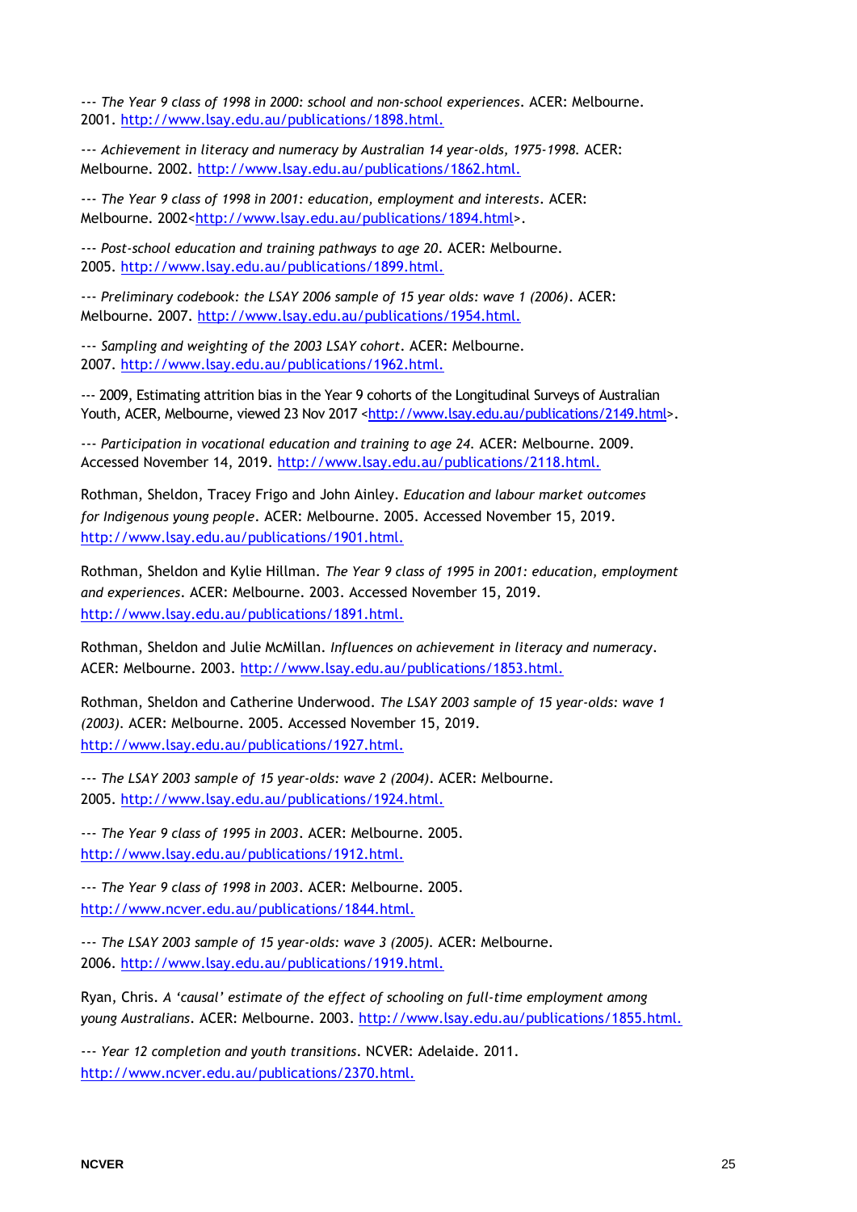--- *The Year 9 class of 1998 in 2000: school and non-school experiences*. ACER: Melbourne. 2001. http://www.lsay.edu.au/publications/1898.html.

--- *Achievement in literacy and numeracy by Australian 14 year-olds, 1975-1998.* ACER: Melbourne. 2002. http://www.lsay.edu.au/publications/1862.html.

--- *The Year 9 class of 1998 in 2001: education, employment and interests*. ACER: Melbourne. 2002<http://www.lsay.edu.au/publications/1894.html>.

--- *Post-school education and training pathways to age 20*. ACER: Melbourne. 2005. http://www.lsay.edu.au/publications/1899.html.

--- *Preliminary codebook: the LSAY 2006 sample of 15 year olds: wave 1 (2006)*. ACER: Melbourne. 2007. http://www.lsay.edu.au/publications/1954.html.

--- *Sampling and weighting of the 2003 LSAY cohort*. ACER: Melbourne. 2007. http://www.lsay.edu.au/publications/1962.html.

--- 2009, Estimating attrition bias in the Year 9 cohorts of the Longitudinal Surveys of Australian Youth, ACER, Melbourne, viewed 23 Nov 2017 <http://www.lsay.edu.au/publications/2149.html>.

--- *Participation in vocational education and training to age 24.* ACER: Melbourne. 2009. Accessed November 14, 2019. http://www.lsay.edu.au/publications/2118.html.

Rothman, Sheldon, Tracey Frigo and John Ainley. *Education and labour market outcomes for Indigenous young people*. ACER: Melbourne. 2005. Accessed November 15, 2019. http://www.lsay.edu.au/publications/1901.html.

Rothman, Sheldon and Kylie Hillman. *The Year 9 class of 1995 in 2001: education, employment and experiences*. ACER: Melbourne. 2003. Accessed November 15, 2019. http://www.lsay.edu.au/publications/1891.html.

Rothman, Sheldon and Julie McMillan. *Influences on achievement in literacy and numeracy*. ACER: Melbourne. 2003. http://www.lsay.edu.au/publications/1853.html.

Rothman, Sheldon and Catherine Underwood. *The LSAY 2003 sample of 15 year-olds: wave 1 (2003).* ACER: Melbourne. 2005. Accessed November 15, 2019. http://www.lsay.edu.au/publications/1927.html.

--- *The LSAY 2003 sample of 15 year-olds: wave 2 (2004)*. ACER: Melbourne. 2005. http://www.lsay.edu.au/publications/1924.html.

--- *The Year 9 class of 1995 in 2003*. ACER: Melbourne. 2005. http://www.lsay.edu.au/publications/1912.html.

--- *The Year 9 class of 1998 in 2003*. ACER: Melbourne. 2005. http://www.ncver.edu.au/publications/1844.html.

--- *The LSAY 2003 sample of 15 year-olds: wave 3 (2005).* ACER: Melbourne. 2006. http://www.lsay.edu.au/publications/1919.html.

Ryan, Chris. *A 'causal' estimate of the effect of schooling on full-time employment among young Australians*. ACER: Melbourne. 2003. http://www.lsay.edu.au/publications/1855.html.

--- *Year 12 completion and youth transitions*. NCVER: Adelaide. 2011. http://www.ncver.edu.au/publications/2370.html.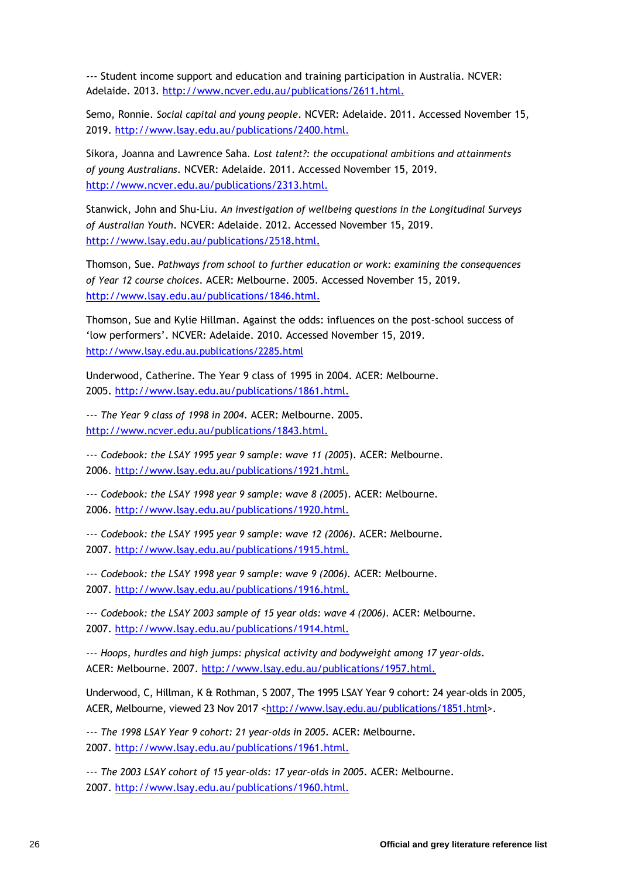--- Student income support and education and training participation in Australia. NCVER: Adelaide. 2013. http://www.ncver.edu.au/publications/2611.html.

Semo, Ronnie. *Social capital and young people*. NCVER: Adelaide. 2011. Accessed November 15, 2019. http://www.lsay.edu.au/publications/2400.html.

Sikora, Joanna and Lawrence Saha. *Lost talent?: the occupational ambitions and attainments of young Australians*. NCVER: Adelaide. 2011. Accessed November 15, 2019. http://www.ncver.edu.au/publications/2313.html.

Stanwick, John and Shu-Liu. *An investigation of wellbeing questions in the Longitudinal Surveys of Australian Youth*. NCVER: Adelaide. 2012. Accessed November 15, 2019. http://www.lsay.edu.au/publications/2518.html.

Thomson, Sue. *Pathways from school to further education or work: examining the consequences of Year 12 course choices*. ACER: Melbourne. 2005. Accessed November 15, 2019. http://www.lsay.edu.au/publications/1846.html.

Thomson, Sue and Kylie Hillman. Against the odds: influences on the post-school success of 'low performers'. NCVER: Adelaide. 2010. Accessed November 15, 2019. http://www.lsay.edu.au.publications/2285.html

Underwood, Catherine. The Year 9 class of 1995 in 2004. ACER: Melbourne. 2005. http://www.lsay.edu.au/publications/1861.html.

--- *The Year 9 class of 1998 in 2004*. ACER: Melbourne. 2005. http://www.ncver.edu.au/publications/1843.html.

--- *Codebook: the LSAY 1995 year 9 sample: wave 11 (2005)*. ACER: Melbourne. 2006. http://www.lsay.edu.au/publications/1921.html.

--- *Codebook: the LSAY 1998 year 9 sample: wave 8 (2005)*. ACER: Melbourne. 2006. http://www.lsay.edu.au/publications/1920.html.

--- *Codebook: the LSAY 1995 year 9 sample: wave 12 (2006)*. ACER: Melbourne. 2007. http://www.lsay.edu.au/publications/1915.html.

--- *Codebook: the LSAY 1998 year 9 sample: wave 9 (2006)*. ACER: Melbourne. 2007. http://www.lsay.edu.au/publications/1916.html.

--- *Codebook: the LSAY 2003 sample of 15 year olds: wave 4 (2006)*. ACER: Melbourne. 2007. http://www.lsay.edu.au/publications/1914.html.

--- *Hoops, hurdles and high jumps: physical activity and bodyweight among 17 year-olds*. ACER: Melbourne. 2007. http://www.lsay.edu.au/publications/1957.html.

Underwood, C, Hillman, K & Rothman, S 2007, The 1995 LSAY Year 9 cohort: 24 year-olds in 2005, ACER, Melbourne, viewed 23 Nov 2017 <http://www.lsay.edu.au/publications/1851.html>.

--- *The 1998 LSAY Year 9 cohort: 21 year-olds in 2005*. ACER: Melbourne. 2007. http://www.lsay.edu.au/publications/1961.html.

--- *The 2003 LSAY cohort of 15 year-olds: 17 year-olds in 2005*. ACER: Melbourne. 2007. http://www.lsay.edu.au/publications/1960.html.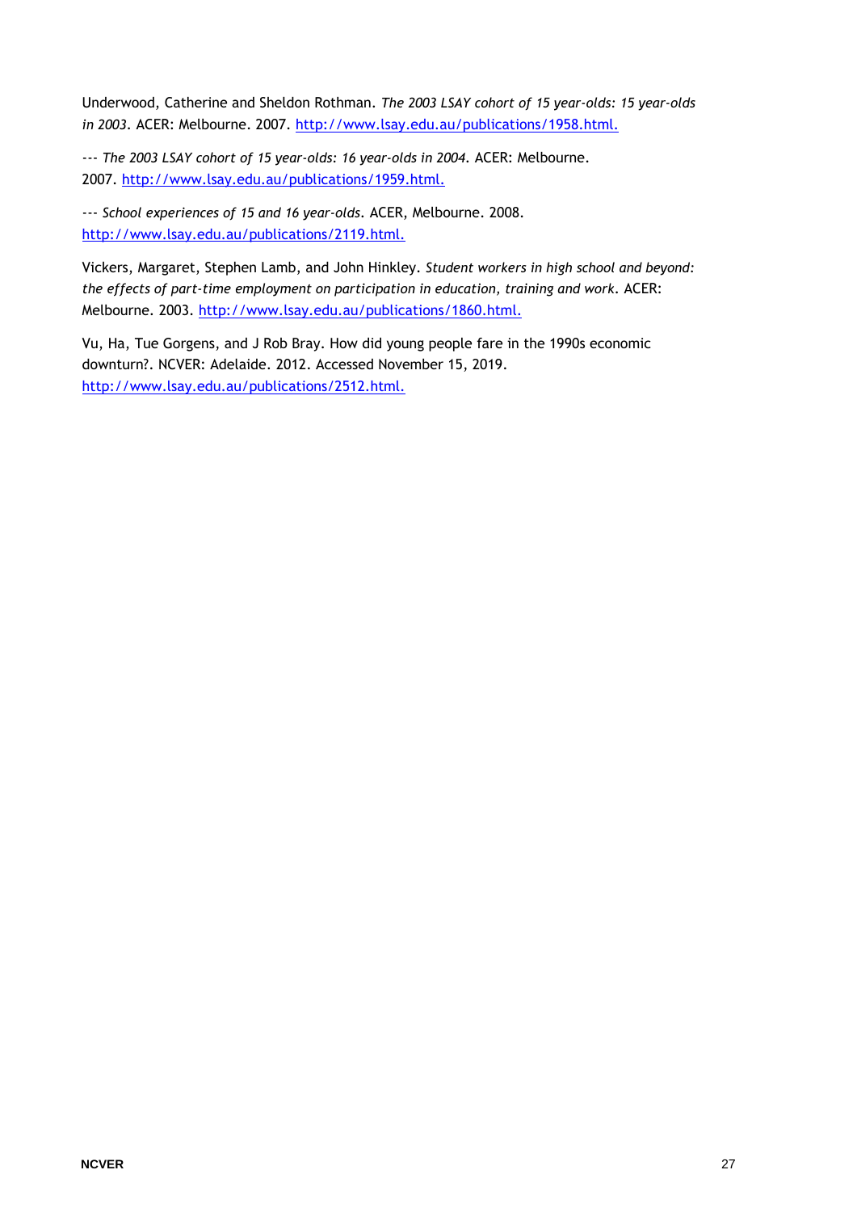Underwood, Catherine and Sheldon Rothman. *The 2003 LSAY cohort of 15 year-olds: 15 year-olds in 2003*. ACER: Melbourne. 2007. http://www.lsay.edu.au/publications/1958.html.

--- *The 2003 LSAY cohort of 15 year-olds: 16 year-olds in 2004*. ACER: Melbourne. 2007. http://www.lsay.edu.au/publications/1959.html.

--- *School experiences of 15 and 16 year-olds*. ACER, Melbourne. 2008. http://www.lsay.edu.au/publications/2119.html.

Vickers, Margaret, Stephen Lamb, and John Hinkley. *Student workers in high school and beyond: the effects of part-time employment on participation in education, training and work*. ACER: Melbourne. 2003. http://www.lsay.edu.au/publications/1860.html.

Vu, Ha, Tue Gorgens, and J Rob Bray. How did young people fare in the 1990s economic downturn?. NCVER: Adelaide. 2012. Accessed November 15, 2019. http://www.lsay.edu.au/publications/2512.html.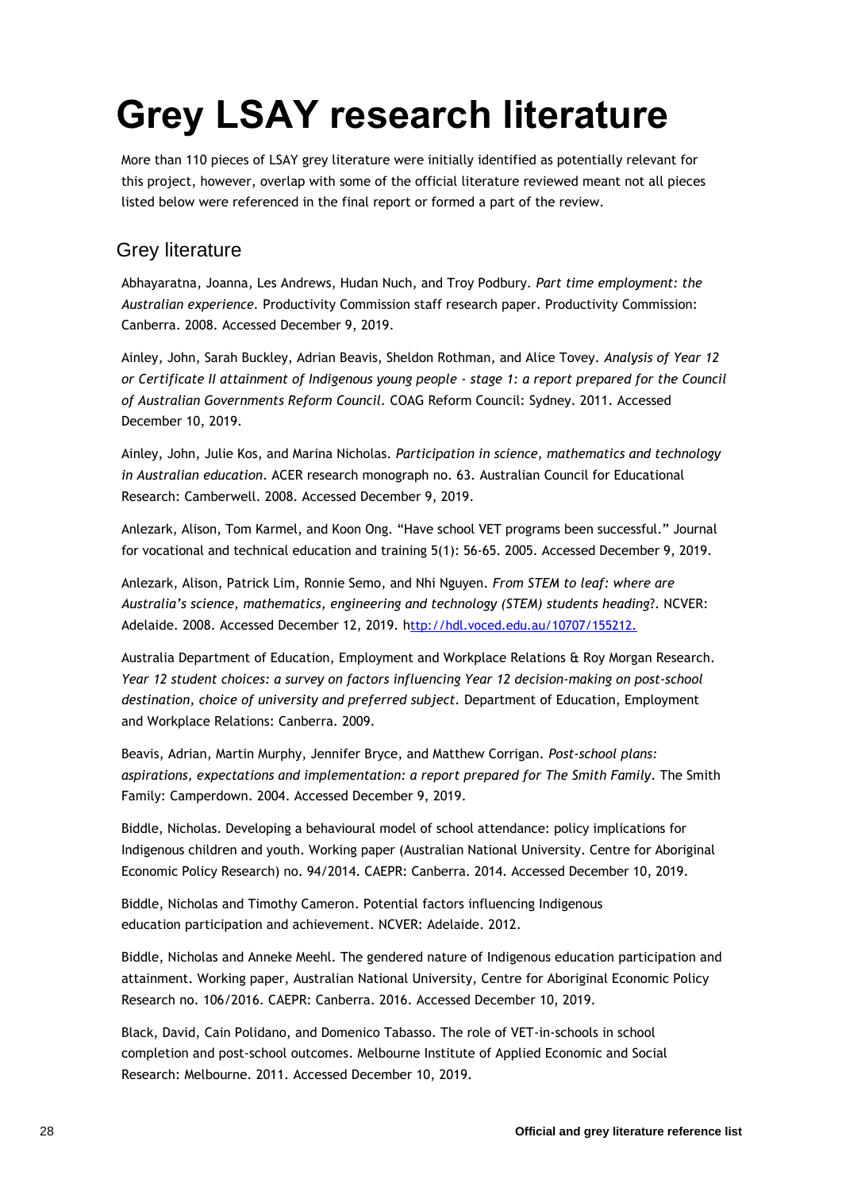# Grey LSAY research literature

More than 110 pieces of LSAY grey literature were initially identified as potentially relevant for this project, however, overlap with some of the official literature reviewed meant not all pieces listed below were referenced in the final report or formed a part of the review.

## Grey literature

Abhayaratna, Joanna, Les Andrews, Hudan Nuch, and Troy Podbury. *Part time employment: the Australian experience*. Productivity Commission staff research paper. Productivity Commission: Canberra. 2008. Accessed December 9, 2019.

Ainley, John, Sarah Buckley, Adrian Beavis, Sheldon Rothman, and Alice Tovey. *Analysis of Year 12 or Certificate II attainment of Indigenous young people - stage 1: a report prepared for the Council of Australian Governments Reform Council*. COAG Reform Council: Sydney. 2011. Accessed December 10, 2019.

Ainley, John, Julie Kos, and Marina Nicholas. *Participation in science, mathematics and technology in Australian education*. ACER research monograph no. 63. Australian Council for Educational Research: Camberwell. 2008. Accessed December 9, 2019.

Anlezark, Alison, Tom Karmel, and Koon Ong. "Have school VET programs been successful." Journal for vocational and technical education and training 5(1): 56-65. 2005. Accessed December 9, 2019.

Anlezark, Alison, Patrick Lim, Ronnie Semo, and Nhi Nguyen. *From STEM to leaf: where are Australia's science, mathematics, engineering and technology (STEM) students heading*?. NCVER: Adelaide. 2008. Accessed December 12, 2019. http://hdl.voced.edu.au/10707/155212.

Australia Department of Education, Employment and Workplace Relations & Roy Morgan Research. *Year 12 student choices: a survey on factors influencing Year 12 decision-making on post-school destination, choice of university and preferred subject*. Department of Education, Employment and Workplace Relations: Canberra. 2009.

Beavis, Adrian, Martin Murphy, Jennifer Bryce, and Matthew Corrigan. *Post-school plans: aspirations, expectations and implementation: a report prepared for The Smith Family*. The Smith Family: Camperdown. 2004. Accessed December 9, 2019.

Biddle, Nicholas. Developing a behavioural model of school attendance: policy implications for Indigenous children and youth. Working paper (Australian National University. Centre for Aboriginal Economic Policy Research) no. 94/2014. CAEPR: Canberra. 2014. Accessed December 10, 2019.

Biddle, Nicholas and Timothy Cameron. Potential factors influencing Indigenous education participation and achievement. NCVER: Adelaide. 2012.

Biddle, Nicholas and Anneke Meehl. The gendered nature of Indigenous education participation and attainment. Working paper, Australian National University, Centre for Aboriginal Economic Policy Research no. 106/2016. CAEPR: Canberra. 2016. Accessed December 10, 2019.

Black, David, Cain Polidano, and Domenico Tabasso. The role of VET-in-schools in school completion and post-school outcomes. Melbourne Institute of Applied Economic and Social Research: Melbourne. 2011. Accessed December 10, 2019.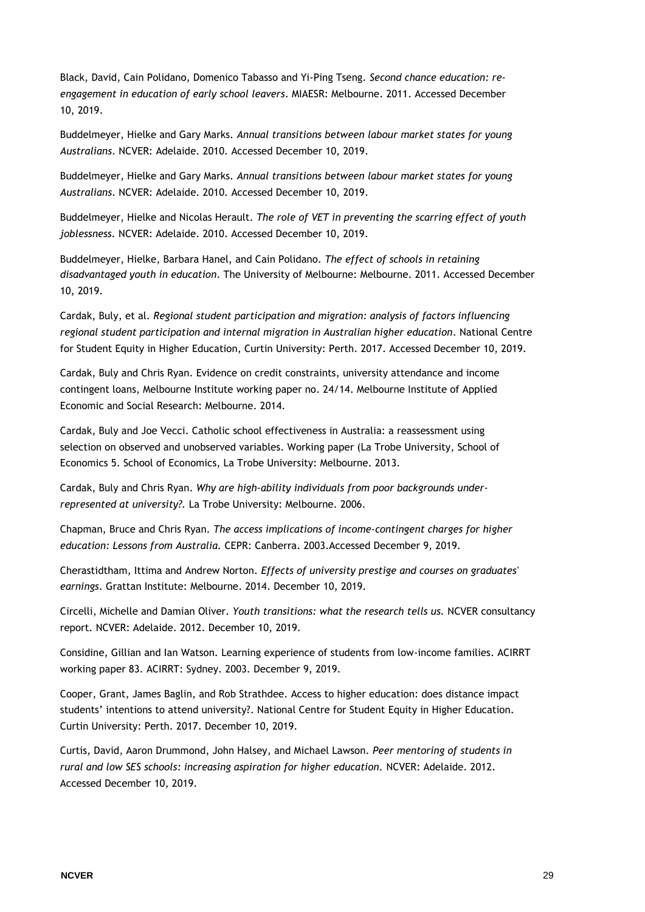Black, David, Cain Polidano, Domenico Tabasso and Yi-Ping Tseng. *Second chance education: re-engagement in education of early school leavers*. MIAESR: Melbourne. 2011. Accessed December 10, 2019.

Buddelmeyer, Hielke and Gary Marks. *Annual transitions between labour market states for young Australians*. NCVER: Adelaide. 2010. Accessed December 10, 2019.

Buddelmeyer, Hielke and Gary Marks. *Annual transitions between labour market states for young Australians*. NCVER: Adelaide. 2010. Accessed December 10, 2019.

Buddelmeyer, Hielke and Nicolas Herault. *The role of VET in preventing the scarring effect of youth joblessness*. NCVER: Adelaide. 2010. Accessed December 10, 2019.

Buddelmeyer, Hielke, Barbara Hanel, and Cain Polidano. *The effect of schools in retaining disadvantaged youth in education*. The University of Melbourne: Melbourne. 2011. Accessed December 10, 2019.

Cardak, Buly, et al. *Regional student participation and migration: analysis of factors influencing regional student participation and internal migration in Australian higher education*. National Centre for Student Equity in Higher Education, Curtin University: Perth. 2017. Accessed December 10, 2019.

Cardak, Buly and Chris Ryan. Evidence on credit constraints, university attendance and income contingent loans, Melbourne Institute working paper no. 24/14. Melbourne Institute of Applied Economic and Social Research: Melbourne. 2014.

Cardak, Buly and Joe Vecci. Catholic school effectiveness in Australia: a reassessment using selection on observed and unobserved variables. Working paper (La Trobe University, School of Economics 5. School of Economics, La Trobe University: Melbourne. 2013.

Cardak, Buly and Chris Ryan. *Why are high-ability individuals from poor backgrounds under-represented at university?.* La Trobe University: Melbourne. 2006.

Chapman, Bruce and Chris Ryan. *The access implications of income-contingent charges for higher education: Lessons from Australia.* CEPR: Canberra. 2003.Accessed December 9, 2019.

Cherastidtham, Ittima and Andrew Norton. *Effects of university prestige and courses on graduates' earnings*. Grattan Institute: Melbourne. 2014. December 10, 2019.

Circelli, Michelle and Damian Oliver. *Youth transitions: what the research tells us.* NCVER consultancy report. NCVER: Adelaide. 2012. December 10, 2019.

Considine, Gillian and Ian Watson. Learning experience of students from low-income families. ACIRRT working paper 83. ACIRRT: Sydney. 2003. December 9, 2019.

Cooper, Grant, James Baglin, and Rob Strathdee. Access to higher education: does distance impact students' intentions to attend university?. National Centre for Student Equity in Higher Education. Curtin University: Perth. 2017. December 10, 2019.

Curtis, David, Aaron Drummond, John Halsey, and Michael Lawson. *Peer mentoring of students in rural and low SES schools: increasing aspiration for higher education*. NCVER: Adelaide. 2012. Accessed December 10, 2019.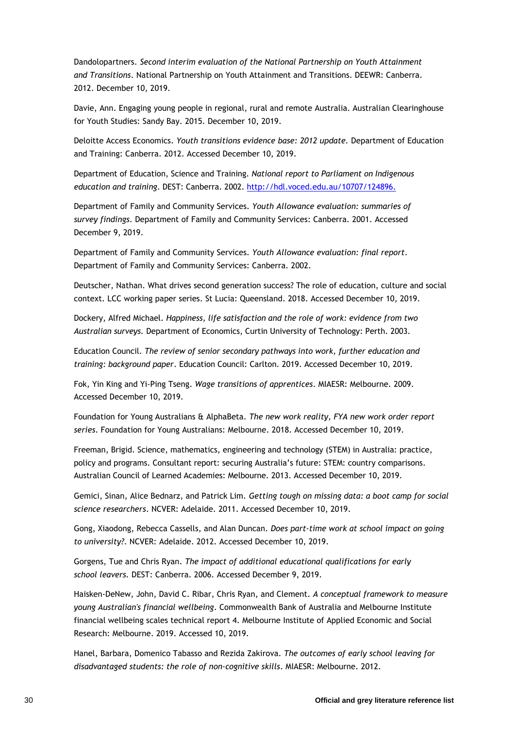Dandolopartners. *Second interim evaluation of the National Partnership on Youth Attainment and Transitions*. National Partnership on Youth Attainment and Transitions. DEEWR: Canberra. 2012. December 10, 2019.

Davie, Ann. Engaging young people in regional, rural and remote Australia. Australian Clearinghouse for Youth Studies: Sandy Bay. 2015. December 10, 2019.

Deloitte Access Economics. *Youth transitions evidence base: 2012 update*. Department of Education and Training: Canberra. 2012. Accessed December 10, 2019.

Department of Education, Science and Training. *National report to Parliament on Indigenous education and training*. DEST: Canberra. 2002. http://hdl.voced.edu.au/10707/124896.

Department of Family and Community Services. *Youth Allowance evaluation: summaries of survey findings*. Department of Family and Community Services: Canberra. 2001. Accessed December 9, 2019.

Department of Family and Community Services. *Youth Allowance evaluation: final report*. Department of Family and Community Services: Canberra. 2002.

Deutscher, Nathan. What drives second generation success? The role of education, culture and social context. LCC working paper series. St Lucia: Queensland. 2018. Accessed December 10, 2019.

Dockery, Alfred Michael. *Happiness, life satisfaction and the role of work: evidence from two Australian surveys*. Department of Economics, Curtin University of Technology: Perth. 2003.

Education Council. *The review of senior secondary pathways into work, further education and training: background paper*. Education Council: Carlton. 2019. Accessed December 10, 2019.

Fok, Yin King and Yi-Ping Tseng. *Wage transitions of apprentices*. MIAESR: Melbourne. 2009. Accessed December 10, 2019.

Foundation for Young Australians & AlphaBeta. *The new work reality, FYA new work order report series*. Foundation for Young Australians: Melbourne. 2018. Accessed December 10, 2019.

Freeman, Brigid. Science, mathematics, engineering and technology (STEM) in Australia: practice, policy and programs. Consultant report: securing Australia's future: STEM: country comparisons. Australian Council of Learned Academies: Melbourne. 2013. Accessed December 10, 2019.

Gemici, Sinan, Alice Bednarz, and Patrick Lim. *Getting tough on missing data: a boot camp for social science researchers*. NCVER: Adelaide. 2011. Accessed December 10, 2019.

Gong, Xiaodong, Rebecca Cassells, and Alan Duncan. *Does part-time work at school impact on going to university?*. NCVER: Adelaide. 2012. Accessed December 10, 2019.

Gorgens, Tue and Chris Ryan. *The impact of additional educational qualifications for early school leavers*. DEST: Canberra. 2006. Accessed December 9, 2019.

Haisken-DeNew, John, David C. Ribar, Chris Ryan, and Clement. *A conceptual framework to measure young Australian's financial wellbeing*. Commonwealth Bank of Australia and Melbourne Institute financial wellbeing scales technical report 4. Melbourne Institute of Applied Economic and Social Research: Melbourne. 2019. Accessed 10, 2019.

Hanel, Barbara, Domenico Tabasso and Rezida Zakirova. *The outcomes of early school leaving for disadvantaged students: the role of non-cognitive skills*. MIAESR: Melbourne. 2012.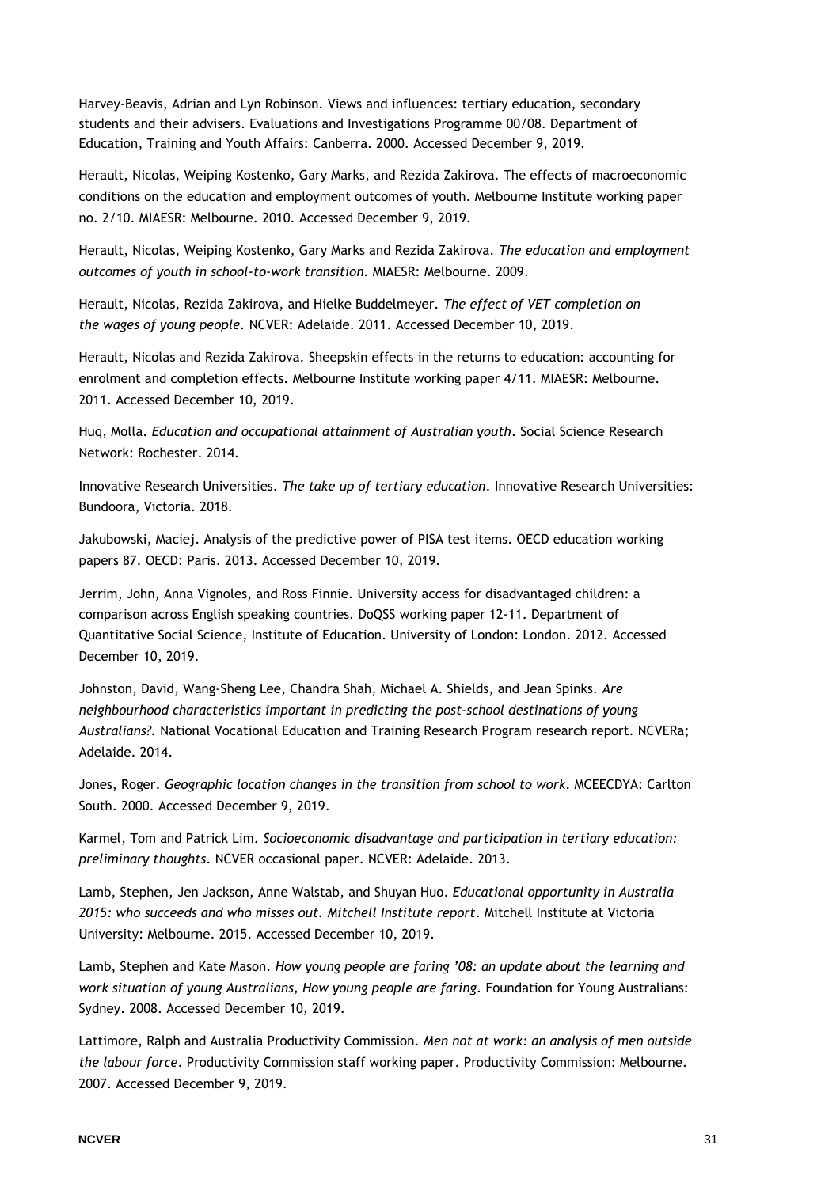Harvey-Beavis, Adrian and Lyn Robinson. Views and influences: tertiary education, secondary students and their advisers. Evaluations and Investigations Programme 00/08. Department of Education, Training and Youth Affairs: Canberra. 2000. Accessed December 9, 2019.

Herault, Nicolas, Weiping Kostenko, Gary Marks, and Rezida Zakirova. The effects of macroeconomic conditions on the education and employment outcomes of youth. Melbourne Institute working paper no. 2/10. MIAESR: Melbourne. 2010. Accessed December 9, 2019.

Herault, Nicolas, Weiping Kostenko, Gary Marks and Rezida Zakirova. *The education and employment outcomes of youth in school-to-work transition*. MIAESR: Melbourne. 2009.

Herault, Nicolas, Rezida Zakirova, and Hielke Buddelmeyer. *The effect of VET completion on the wages of young people*. NCVER: Adelaide. 2011. Accessed December 10, 2019.

Herault, Nicolas and Rezida Zakirova. Sheepskin effects in the returns to education: accounting for enrolment and completion effects. Melbourne Institute working paper 4/11. MIAESR: Melbourne. 2011. Accessed December 10, 2019.

Huq, Molla. *Education and occupational attainment of Australian youth*. Social Science Research Network: Rochester. 2014.

Innovative Research Universities. *The take up of tertiary education*. Innovative Research Universities: Bundoora, Victoria. 2018.

Jakubowski, Maciej. Analysis of the predictive power of PISA test items. OECD education working papers 87. OECD: Paris. 2013. Accessed December 10, 2019.

Jerrim, John, Anna Vignoles, and Ross Finnie. University access for disadvantaged children: a comparison across English speaking countries. DoQSS working paper 12-11. Department of Quantitative Social Science, Institute of Education. University of London: London. 2012. Accessed December 10, 2019.

Johnston, David, Wang-Sheng Lee, Chandra Shah, Michael A. Shields, and Jean Spinks. *Are neighbourhood characteristics important in predicting the post-school destinations of young Australians?.* National Vocational Education and Training Research Program research report. NCVERa; Adelaide. 2014.

Jones, Roger. *Geographic location changes in the transition from school to work*. MCEECDYA: Carlton South. 2000. Accessed December 9, 2019.

Karmel, Tom and Patrick Lim. *Socioeconomic disadvantage and participation in tertiary education: preliminary thoughts*. NCVER occasional paper. NCVER: Adelaide. 2013.

Lamb, Stephen, Jen Jackson, Anne Walstab, and Shuyan Huo. *Educational opportunity in Australia 2015: who succeeds and who misses out. Mitchell Institute report*. Mitchell Institute at Victoria University: Melbourne. 2015. Accessed December 10, 2019.

Lamb, Stephen and Kate Mason. *How young people are faring '08: an update about the learning and work situation of young Australians, How young people are faring*. Foundation for Young Australians: Sydney. 2008. Accessed December 10, 2019.

Lattimore, Ralph and Australia Productivity Commission. *Men not at work: an analysis of men outside the labour force*. Productivity Commission staff working paper. Productivity Commission: Melbourne. 2007. Accessed December 9, 2019.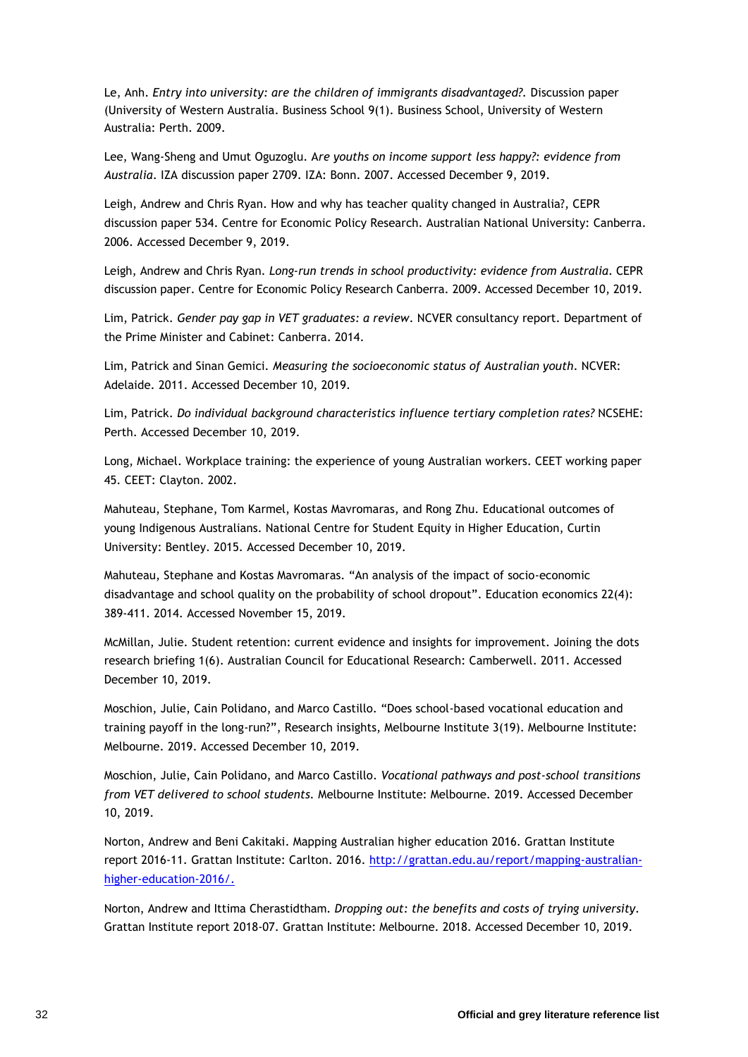Le, Anh. *Entry into university: are the children of immigrants disadvantaged?.* Discussion paper (University of Western Australia. Business School 9(1). Business School, University of Western Australia: Perth. 2009.

Lee, Wang-Sheng and Umut Oguzoglu. A*re youths on income support less happy?: evidence from Australia*. IZA discussion paper 2709. IZA: Bonn. 2007. Accessed December 9, 2019.

Leigh, Andrew and Chris Ryan. How and why has teacher quality changed in Australia?, CEPR discussion paper 534. Centre for Economic Policy Research. Australian National University: Canberra. 2006. Accessed December 9, 2019.

Leigh, Andrew and Chris Ryan. *Long-run trends in school productivity: evidence from Australia*. CEPR discussion paper. Centre for Economic Policy Research Canberra. 2009. Accessed December 10, 2019.

Lim, Patrick. *Gender pay gap in VET graduates: a review*. NCVER consultancy report. Department of the Prime Minister and Cabinet: Canberra. 2014.

Lim, Patrick and Sinan Gemici. *Measuring the socioeconomic status of Australian youth*. NCVER: Adelaide. 2011. Accessed December 10, 2019.

Lim, Patrick. *Do individual background characteristics influence tertiary completion rates?* NCSEHE: Perth. Accessed December 10, 2019.

Long, Michael. Workplace training: the experience of young Australian workers. CEET working paper 45. CEET: Clayton. 2002.

Mahuteau, Stephane, Tom Karmel, Kostas Mavromaras, and Rong Zhu. Educational outcomes of young Indigenous Australians. National Centre for Student Equity in Higher Education, Curtin University: Bentley. 2015. Accessed December 10, 2019.

Mahuteau, Stephane and Kostas Mavromaras. "An analysis of the impact of socio-economic disadvantage and school quality on the probability of school dropout". Education economics 22(4): 389-411. 2014. Accessed November 15, 2019.

McMillan, Julie. Student retention: current evidence and insights for improvement. Joining the dots research briefing 1(6). Australian Council for Educational Research: Camberwell. 2011. Accessed December 10, 2019.

Moschion, Julie, Cain Polidano, and Marco Castillo. "Does school-based vocational education and training payoff in the long-run?", Research insights, Melbourne Institute 3(19). Melbourne Institute: Melbourne. 2019. Accessed December 10, 2019.

Moschion, Julie, Cain Polidano, and Marco Castillo. *Vocational pathways and post-school transitions from VET delivered to school students.* Melbourne Institute: Melbourne. 2019. Accessed December 10, 2019.

Norton, Andrew and Beni Cakitaki. Mapping Australian higher education 2016. Grattan Institute report 2016-11. Grattan Institute: Carlton. 2016. [http://grattan.edu.au/report/mapping-australian-higher-education-2016/.](http://grattan.edu.au/report/mapping-australian-higher-education-2016/)

Norton, Andrew and Ittima Cherastidtham. *Dropping out: the benefits and costs of trying university*. Grattan Institute report 2018-07. Grattan Institute: Melbourne. 2018. Accessed December 10, 2019.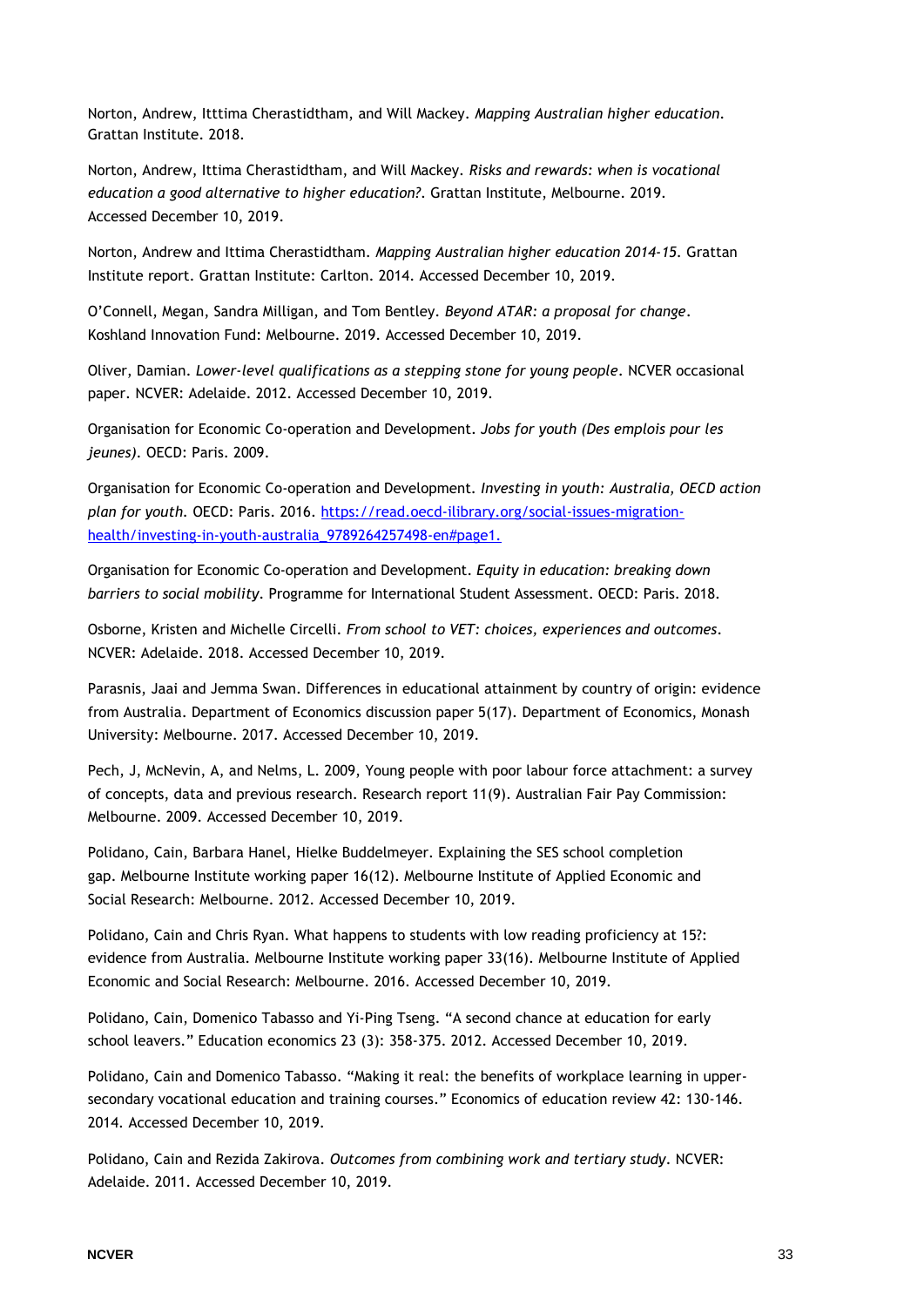Norton, Andrew, Itttima Cherastidtham, and Will Mackey. *Mapping Australian higher education*. Grattan Institute. 2018.

Norton, Andrew, Ittima Cherastidtham, and Will Mackey. *Risks and rewards: when is vocational education a good alternative to higher education?*. Grattan Institute, Melbourne. 2019. Accessed December 10, 2019.

Norton, Andrew and Ittima Cherastidtham. *Mapping Australian higher education 2014-15*. Grattan Institute report. Grattan Institute: Carlton. 2014. Accessed December 10, 2019.

O'Connell, Megan, Sandra Milligan, and Tom Bentley. *Beyond ATAR: a proposal for change*. Koshland Innovation Fund: Melbourne. 2019. Accessed December 10, 2019.

Oliver, Damian. *Lower-level qualifications as a stepping stone for young people*. NCVER occasional paper. NCVER: Adelaide. 2012. Accessed December 10, 2019.

Organisation for Economic Co-operation and Development. *Jobs for youth (Des emplois pour les jeunes)*. OECD: Paris. 2009.

Organisation for Economic Co-operation and Development. *Investing in youth: Australia, OECD action plan for youth*. OECD: Paris. 2016. https://read.oecd-ilibrary.org/social-issues-migration-health/investing-in-youth-australia_9789264257498-en#page1.

Organisation for Economic Co-operation and Development. *Equity in education: breaking down barriers to social mobility*. Programme for International Student Assessment. OECD: Paris. 2018.

Osborne, Kristen and Michelle Circelli. *From school to VET: choices, experiences and outcomes*. NCVER: Adelaide. 2018. Accessed December 10, 2019.

Parasnis, Jaai and Jemma Swan. Differences in educational attainment by country of origin: evidence from Australia. Department of Economics discussion paper 5(17). Department of Economics, Monash University: Melbourne. 2017. Accessed December 10, 2019.

Pech, J, McNevin, A, and Nelms, L. 2009, Young people with poor labour force attachment: a survey of concepts, data and previous research. Research report 11(9). Australian Fair Pay Commission: Melbourne. 2009. Accessed December 10, 2019.

Polidano, Cain, Barbara Hanel, Hielke Buddelmeyer. Explaining the SES school completion gap. Melbourne Institute working paper 16(12). Melbourne Institute of Applied Economic and Social Research: Melbourne. 2012. Accessed December 10, 2019.

Polidano, Cain and Chris Ryan. What happens to students with low reading proficiency at 15?: evidence from Australia. Melbourne Institute working paper 33(16). Melbourne Institute of Applied Economic and Social Research: Melbourne. 2016. Accessed December 10, 2019.

Polidano, Cain, Domenico Tabasso and Yi-Ping Tseng. "A second chance at education for early school leavers." Education economics 23 (3): 358-375. 2012. Accessed December 10, 2019.

Polidano, Cain and Domenico Tabasso. "Making it real: the benefits of workplace learning in upper-secondary vocational education and training courses." Economics of education review 42: 130-146. 2014. Accessed December 10, 2019.

Polidano, Cain and Rezida Zakirova. *Outcomes from combining work and tertiary study*. NCVER: Adelaide. 2011. Accessed December 10, 2019.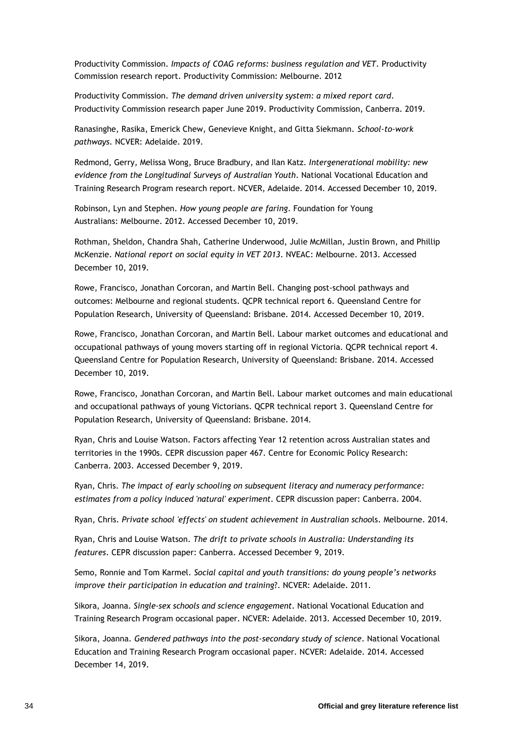Productivity Commission. *Impacts of COAG reforms: business regulation and VET*. Productivity Commission research report. Productivity Commission: Melbourne. 2012

Productivity Commission. *The demand driven university system: a mixed report card*. Productivity Commission research paper June 2019. Productivity Commission, Canberra. 2019.

Ranasinghe, Rasika, Emerick Chew, Genevieve Knight, and Gitta Siekmann. *School-to-work pathways*. NCVER: Adelaide. 2019.

Redmond, Gerry, Melissa Wong, Bruce Bradbury, and Ilan Katz. *Intergenerational mobility: new evidence from the Longitudinal Surveys of Australian Youth*. National Vocational Education and Training Research Program research report. NCVER, Adelaide. 2014. Accessed December 10, 2019.

Robinson, Lyn and Stephen. *How young people are faring*. Foundation for Young Australians: Melbourne. 2012. Accessed December 10, 2019.

Rothman, Sheldon, Chandra Shah, Catherine Underwood, Julie McMillan, Justin Brown, and Phillip McKenzie. *National report on social equity in VET 2013*. NVEAC: Melbourne. 2013. Accessed December 10, 2019.

Rowe, Francisco, Jonathan Corcoran, and Martin Bell. Changing post-school pathways and outcomes: Melbourne and regional students. QCPR technical report 6. Queensland Centre for Population Research, University of Queensland: Brisbane. 2014. Accessed December 10, 2019.

Rowe, Francisco, Jonathan Corcoran, and Martin Bell. Labour market outcomes and educational and occupational pathways of young movers starting off in regional Victoria. QCPR technical report 4. Queensland Centre for Population Research, University of Queensland: Brisbane. 2014. Accessed December 10, 2019.

Rowe, Francisco, Jonathan Corcoran, and Martin Bell. Labour market outcomes and main educational and occupational pathways of young Victorians. QCPR technical report 3. Queensland Centre for Population Research, University of Queensland: Brisbane. 2014.

Ryan, Chris and Louise Watson. Factors affecting Year 12 retention across Australian states and territories in the 1990s. CEPR discussion paper 467. Centre for Economic Policy Research: Canberra. 2003. Accessed December 9, 2019.

Ryan, Chris. *The impact of early schooling on subsequent literacy and numeracy performance: estimates from a policy induced 'natural' experiment*. CEPR discussion paper: Canberra. 2004.

Ryan, Chris. *Private school 'effects' on student achievement in Australian schoo*ls. Melbourne. 2014.

Ryan, Chris and Louise Watson. *The drift to private schools in Australia: Understanding its features*. CEPR discussion paper: Canberra. Accessed December 9, 2019.

Semo, Ronnie and Tom Karmel. *Social capital and youth transitions: do young people's networks improve their participation in education and training*?. NCVER: Adelaide. 2011.

Sikora, Joanna. *Single-sex schools and science engagement*. National Vocational Education and Training Research Program occasional paper. NCVER: Adelaide. 2013. Accessed December 10, 2019.

Sikora, Joanna. *Gendered pathways into the post-secondary study of science*. National Vocational Education and Training Research Program occasional paper. NCVER: Adelaide. 2014. Accessed December 14, 2019.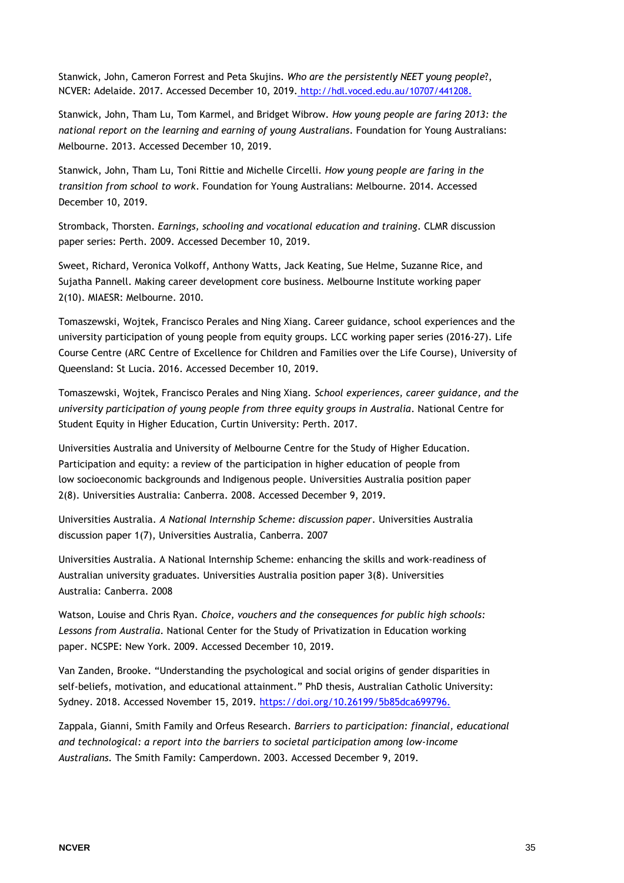Stanwick, John, Cameron Forrest and Peta Skujins. *Who are the persistently NEET young people*?, NCVER: Adelaide. 2017. Accessed December 10, 2019. http://hdl.voced.edu.au/10707/441208.

Stanwick, John, Tham Lu, Tom Karmel, and Bridget Wibrow. *How young people are faring 2013: the national report on the learning and earning of young Australians*. Foundation for Young Australians: Melbourne. 2013. Accessed December 10, 2019.

Stanwick, John, Tham Lu, Toni Rittie and Michelle Circelli. *How young people are faring in the transition from school to work*. Foundation for Young Australians: Melbourne. 2014. Accessed December 10, 2019.

Stromback, Thorsten. *Earnings, schooling and vocational education and training*. CLMR discussion paper series: Perth. 2009. Accessed December 10, 2019.

Sweet, Richard, Veronica Volkoff, Anthony Watts, Jack Keating, Sue Helme, Suzanne Rice, and Sujatha Pannell. Making career development core business. Melbourne Institute working paper 2(10). MIAESR: Melbourne. 2010.

Tomaszewski, Wojtek, Francisco Perales and Ning Xiang. Career guidance, school experiences and the university participation of young people from equity groups. LCC working paper series (2016-27). Life Course Centre (ARC Centre of Excellence for Children and Families over the Life Course), University of Queensland: St Lucia. 2016. Accessed December 10, 2019.

Tomaszewski, Wojtek, Francisco Perales and Ning Xiang. *School experiences, career guidance, and the university participation of young people from three equity groups in Australia*. National Centre for Student Equity in Higher Education, Curtin University: Perth. 2017.

Universities Australia and University of Melbourne Centre for the Study of Higher Education. Participation and equity: a review of the participation in higher education of people from low socioeconomic backgrounds and Indigenous people. Universities Australia position paper 2(8). Universities Australia: Canberra. 2008. Accessed December 9, 2019.

Universities Australia. *A National Internship Scheme: discussion paper*. Universities Australia discussion paper 1(7), Universities Australia, Canberra. 2007

Universities Australia. A National Internship Scheme: enhancing the skills and work-readiness of Australian university graduates. Universities Australia position paper 3(8). Universities Australia: Canberra. 2008

Watson, Louise and Chris Ryan. *Choice, vouchers and the consequences for public high schools: Lessons from Australia*. National Center for the Study of Privatization in Education working paper. NCSPE: New York. 2009. Accessed December 10, 2019.

Van Zanden, Brooke. "Understanding the psychological and social origins of gender disparities in self-beliefs, motivation, and educational attainment." PhD thesis, Australian Catholic University: Sydney. 2018. Accessed November 15, 2019. https://doi.org/10.26199/5b85dca699796.

Zappala, Gianni, Smith Family and Orfeus Research. *Barriers to participation: financial, educational and technological: a report into the barriers to societal participation among low-income Australians.* The Smith Family: Camperdown. 2003. Accessed December 9, 2019.